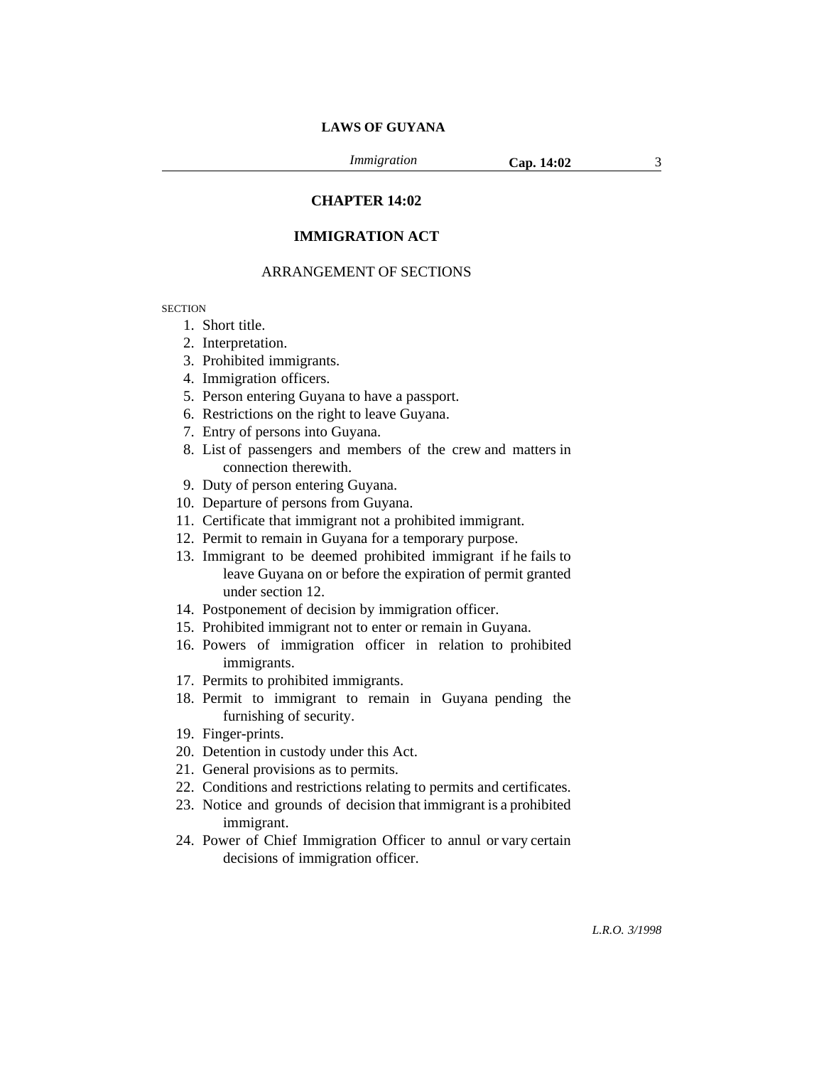# CHAPTER 14:02

## IMMIGRATION ACT

ARRANGEMENT OF SECTIONS

SECTION

1. Short title.
2. Interpretation.
3. Prohibited immigrants.
4. Immigration officers.
5. Person entering Guyana to have a passport.
6. Restrictions on the right to leave Guyana.
7. Entry of persons into Guyana.
8. List of passengers and members of the crew and matters in connection therewith.
9. Duty of person entering Guyana.
10. Departure of persons from Guyana.
11. Certificate that immigrant not a prohibited immigrant.
12. Permit to remain in Guyana for a temporary purpose.
13. Immigrant to be deemed prohibited immigrant if he fails to leave Guyana on or before the expiration of permit granted under section 12.
14. Postponement of decision by immigration officer.
15. Prohibited immigrant not to enter or remain in Guyana.
16. Powers of immigration officer in relation to prohibited immigrants.
17. Permits to prohibited immigrants.
18. Permit to immigrant to remain in Guyana pending the furnishing of security.
19. Finger-prints.
20. Detention in custody under this Act.
21. General provisions as to permits.
22. Conditions and restrictions relating to permits and certificates.
23. Notice and grounds of decision that immigrant is a prohibited immigrant.
24. Power of Chief Immigration Officer to annul or vary certain decisions of immigration officer.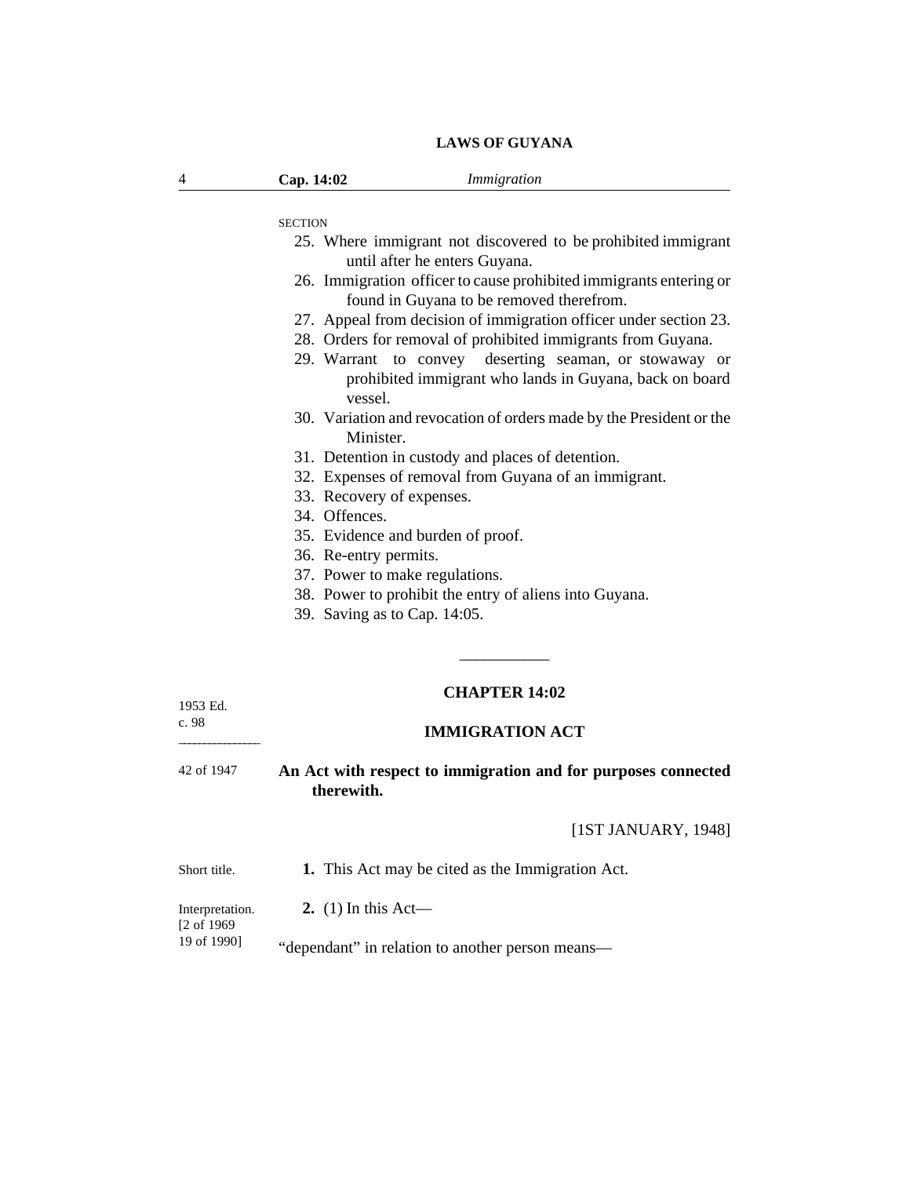SECTION

25. Where immigrant not discovered to be prohibited immigrant until after he enters Guyana.
26. Immigration officer to cause prohibited immigrants entering or found in Guyana to be removed therefrom.
27. Appeal from decision of immigration officer under section 23.
28. Orders for removal of prohibited immigrants from Guyana.
29. Warrant to convey deserting seaman, or stowaway or prohibited immigrant who lands in Guyana, back on board vessel.
30. Variation and revocation of orders made by the President or the Minister.
31. Detention in custody and places of detention.
32. Expenses of removal from Guyana of an immigrant.
33. Recovery of expenses.
34. Offences.
35. Evidence and burden of proof.
36. Re-entry permits.
37. Power to make regulations.
38. Power to prohibit the entry of aliens into Guyana.
39. Saving as to Cap. 14:05.

---

## CHAPTER 14:02

1953 Ed.
c. 98

## IMMIGRATION ACT

42 of 1947

**An Act with respect to immigration and for purposes connected therewith.**

[1ST JANUARY, 1948]

Short title.

**1.** This Act may be cited as the Immigration Act.

Interpretation.
[2 of 1969
19 of 1990]

**2.** (1) In this Act—

"dependant" in relation to another person means—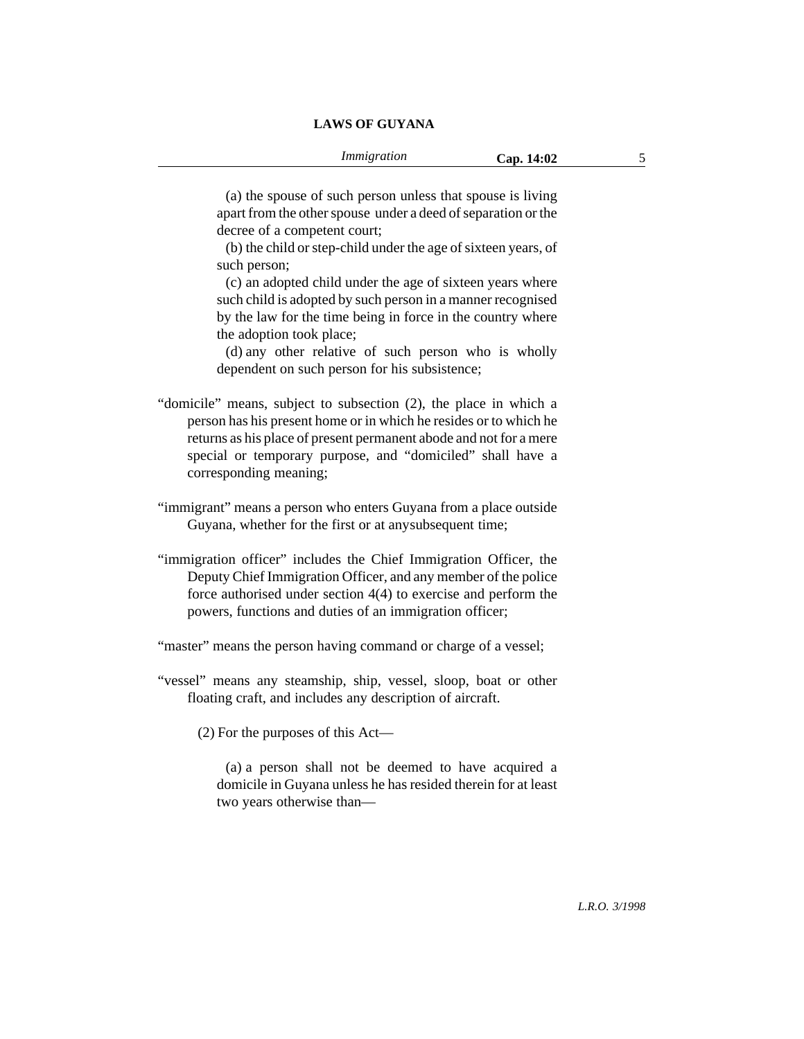(a) the spouse of such person unless that spouse is living apart from the other spouse under a deed of separation or the decree of a competent court;

(b) the child or step-child under the age of sixteen years, of such person;

(c) an adopted child under the age of sixteen years where such child is adopted by such person in a manner recognised by the law for the time being in force in the country where the adoption took place;

(d) any other relative of such person who is wholly dependent on such person for his subsistence;

"domicile" means, subject to subsection (2), the place in which a person has his present home or in which he resides or to which he returns as his place of present permanent abode and not for a mere special or temporary purpose, and "domiciled" shall have a corresponding meaning;

"immigrant" means a person who enters Guyana from a place outside Guyana, whether for the first or at anysubsequent time;

"immigration officer" includes the Chief Immigration Officer, the Deputy Chief Immigration Officer, and any member of the police force authorised under section 4(4) to exercise and perform the powers, functions and duties of an immigration officer;

"master" means the person having command or charge of a vessel;

"vessel" means any steamship, ship, vessel, sloop, boat or other floating craft, and includes any description of aircraft.

(2) For the purposes of this Act—

(a) a person shall not be deemed to have acquired a domicile in Guyana unless he has resided therein for at least two years otherwise than—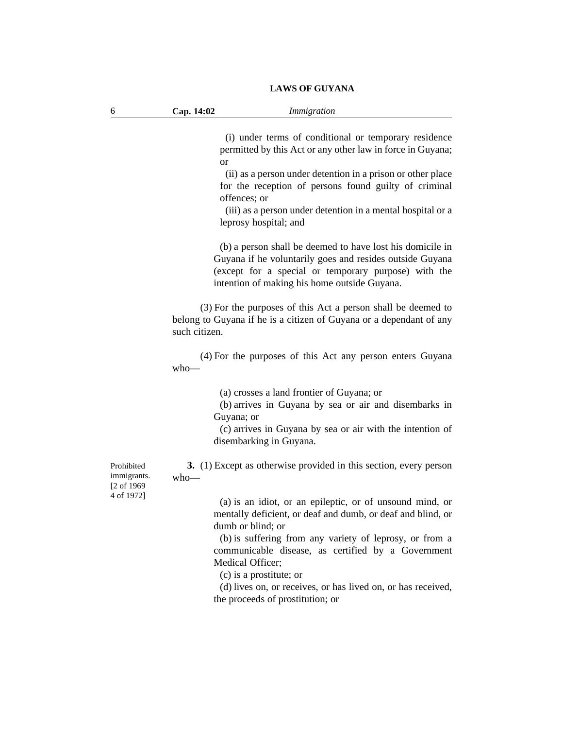(i) under terms of conditional or temporary residence permitted by this Act or any other law in force in Guyana; or

(ii) as a person under detention in a prison or other place for the reception of persons found guilty of criminal offences; or

(iii) as a person under detention in a mental hospital or a leprosy hospital; and

(b) a person shall be deemed to have lost his domicile in Guyana if he voluntarily goes and resides outside Guyana (except for a special or temporary purpose) with the intention of making his home outside Guyana.

(3) For the purposes of this Act a person shall be deemed to belong to Guyana if he is a citizen of Guyana or a dependant of any such citizen.

(4) For the purposes of this Act any person enters Guyana who—

(a) crosses a land frontier of Guyana; or

(b) arrives in Guyana by sea or air and disembarks in Guyana; or

(c) arrives in Guyana by sea or air with the intention of disembarking in Guyana.

Prohibited immigrants. [2 of 1969 4 of 1972]

**3.** (1) Except as otherwise provided in this section, every person who—

(a) is an idiot, or an epileptic, or of unsound mind, or mentally deficient, or deaf and dumb, or deaf and blind, or dumb or blind; or

(b) is suffering from any variety of leprosy, or from a communicable disease, as certified by a Government Medical Officer;

(c) is a prostitute; or

(d) lives on, or receives, or has lived on, or has received, the proceeds of prostitution; or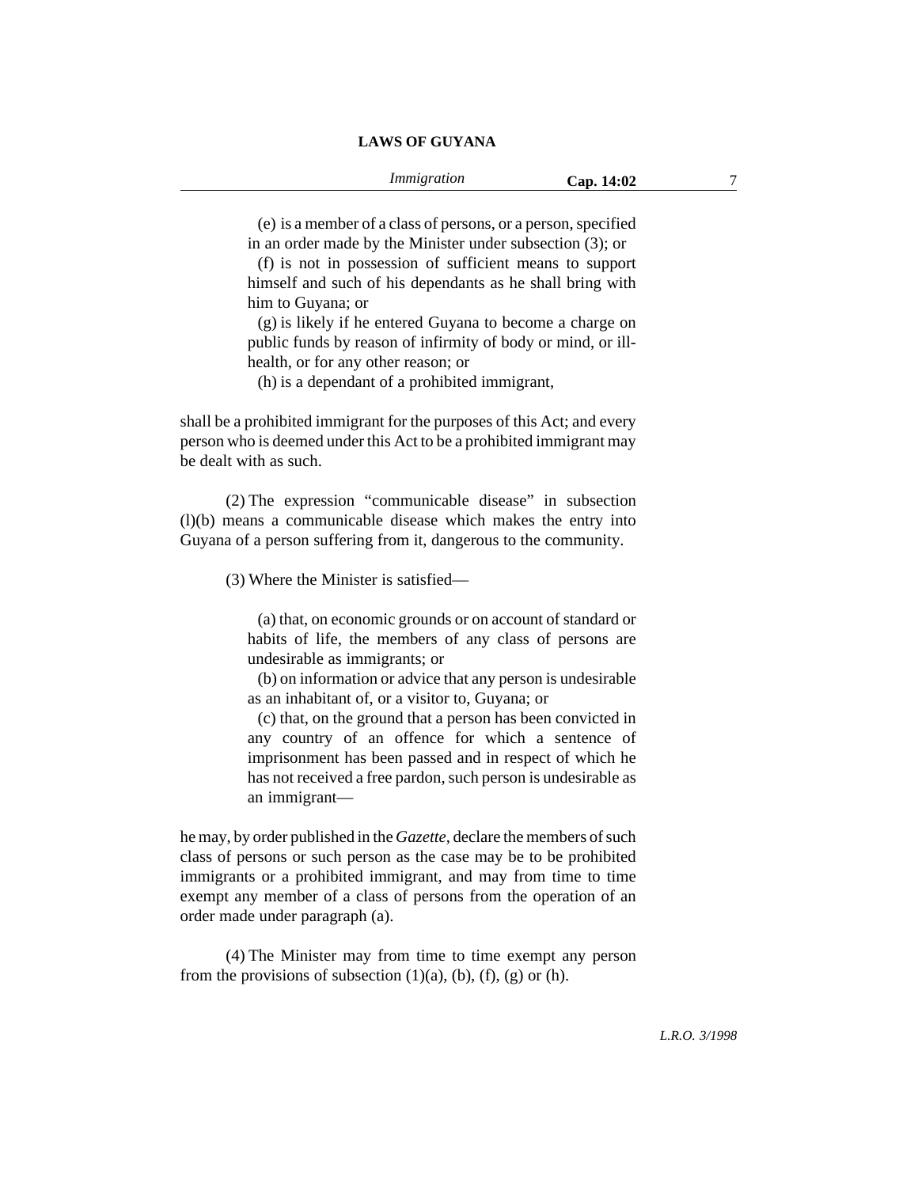(e) is a member of a class of persons, or a person, specified in an order made by the Minister under subsection (3); or

(f) is not in possession of sufficient means to support himself and such of his dependants as he shall bring with him to Guyana; or

(g) is likely if he entered Guyana to become a charge on public funds by reason of infirmity of body or mind, or ill-health, or for any other reason; or

(h) is a dependant of a prohibited immigrant,

shall be a prohibited immigrant for the purposes of this Act; and every person who is deemed under this Act to be a prohibited immigrant may be dealt with as such.

(2) The expression "communicable disease" in subsection (l)(b) means a communicable disease which makes the entry into Guyana of a person suffering from it, dangerous to the community.

(3) Where the Minister is satisfied—

(a) that, on economic grounds or on account of standard or habits of life, the members of any class of persons are undesirable as immigrants; or

(b) on information or advice that any person is undesirable as an inhabitant of, or a visitor to, Guyana; or

(c) that, on the ground that a person has been convicted in any country of an offence for which a sentence of imprisonment has been passed and in respect of which he has not received a free pardon, such person is undesirable as an immigrant—

he may, by order published in the *Gazette*, declare the members of such class of persons or such person as the case may be to be prohibited immigrants or a prohibited immigrant, and may from time to time exempt any member of a class of persons from the operation of an order made under paragraph (a).

(4) The Minister may from time to time exempt any person from the provisions of subsection (1)(a), (b), (f), (g) or (h).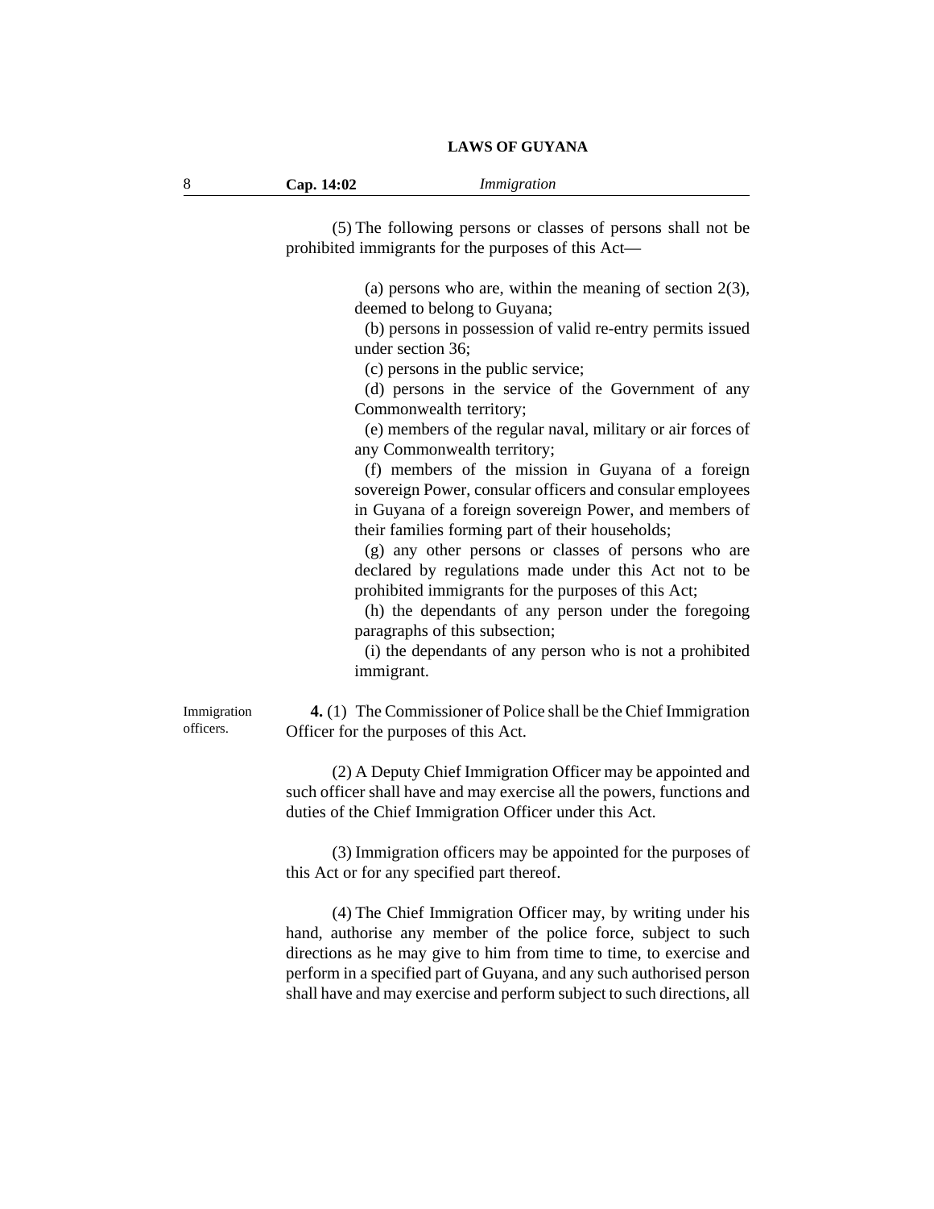(5) The following persons or classes of persons shall not be prohibited immigrants for the purposes of this Act—

(a) persons who are, within the meaning of section 2(3), deemed to belong to Guyana;

(b) persons in possession of valid re-entry permits issued under section 36;

(c) persons in the public service;

(d) persons in the service of the Government of any Commonwealth territory;

(e) members of the regular naval, military or air forces of any Commonwealth territory;

(f) members of the mission in Guyana of a foreign sovereign Power, consular officers and consular employees in Guyana of a foreign sovereign Power, and members of their families forming part of their households;

(g) any other persons or classes of persons who are declared by regulations made under this Act not to be prohibited immigrants for the purposes of this Act;

(h) the dependants of any person under the foregoing paragraphs of this subsection;

(i) the dependants of any person who is not a prohibited immigrant.

Immigration officers.

**4.** (1) The Commissioner of Police shall be the Chief Immigration Officer for the purposes of this Act.

(2) A Deputy Chief Immigration Officer may be appointed and such officer shall have and may exercise all the powers, functions and duties of the Chief Immigration Officer under this Act.

(3) Immigration officers may be appointed for the purposes of this Act or for any specified part thereof.

(4) The Chief Immigration Officer may, by writing under his hand, authorise any member of the police force, subject to such directions as he may give to him from time to time, to exercise and perform in a specified part of Guyana, and any such authorised person shall have and may exercise and perform subject to such directions, all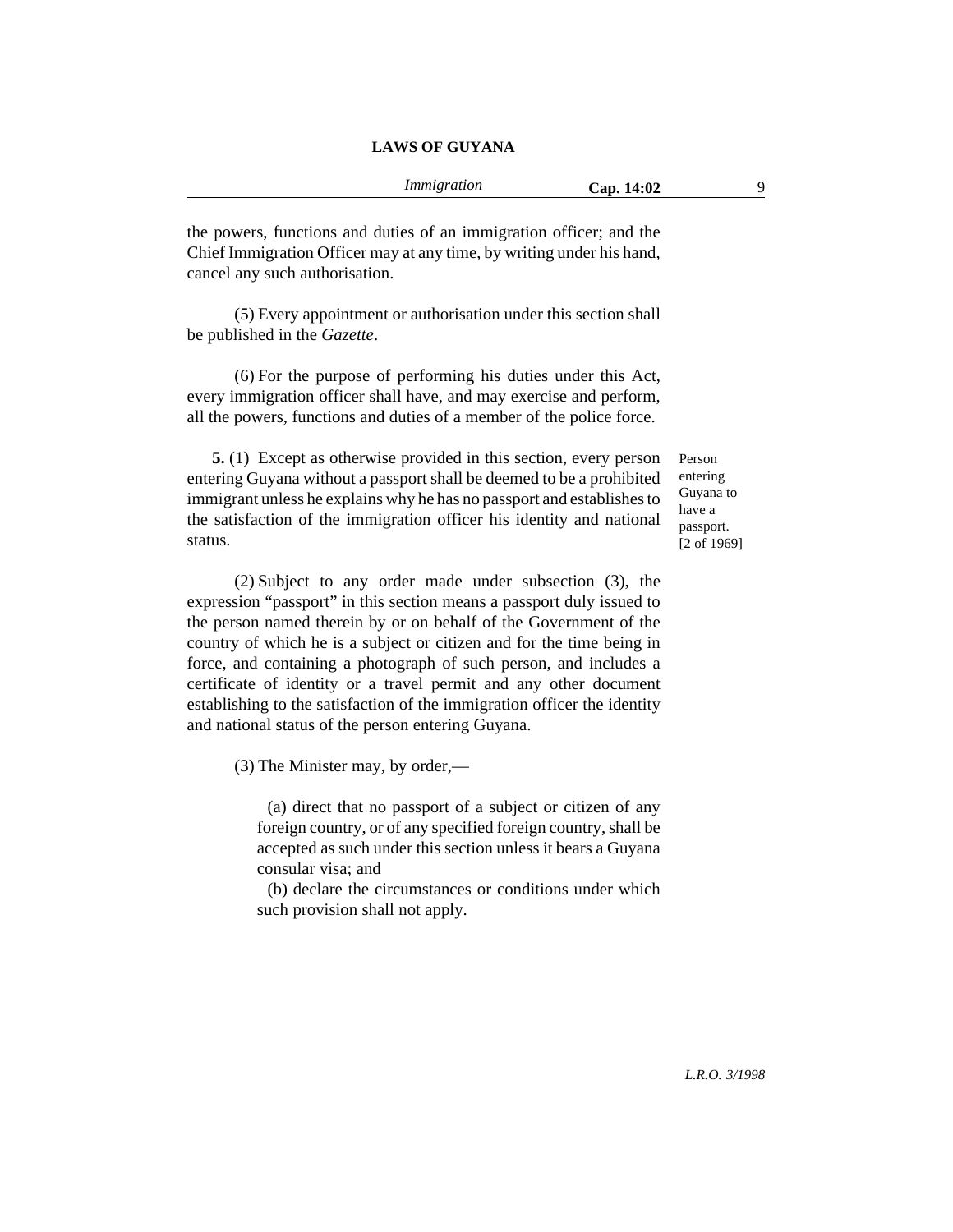the powers, functions and duties of an immigration officer; and the Chief Immigration Officer may at any time, by writing under his hand, cancel any such authorisation.

(5) Every appointment or authorisation under this section shall be published in the *Gazette*.

(6) For the purpose of performing his duties under this Act, every immigration officer shall have, and may exercise and perform, all the powers, functions and duties of a member of the police force.

Person entering Guyana to have a passport. [2 of 1969]

**5.** (1) Except as otherwise provided in this section, every person entering Guyana without a passport shall be deemed to be a prohibited immigrant unless he explains why he has no passport and establishes to the satisfaction of the immigration officer his identity and national status.

(2) Subject to any order made under subsection (3), the expression "passport" in this section means a passport duly issued to the person named therein by or on behalf of the Government of the country of which he is a subject or citizen and for the time being in force, and containing a photograph of such person, and includes a certificate of identity or a travel permit and any other document establishing to the satisfaction of the immigration officer the identity and national status of the person entering Guyana.

(3) The Minister may, by order,—

(a) direct that no passport of a subject or citizen of any foreign country, or of any specified foreign country, shall be accepted as such under this section unless it bears a Guyana consular visa; and

(b) declare the circumstances or conditions under which such provision shall not apply.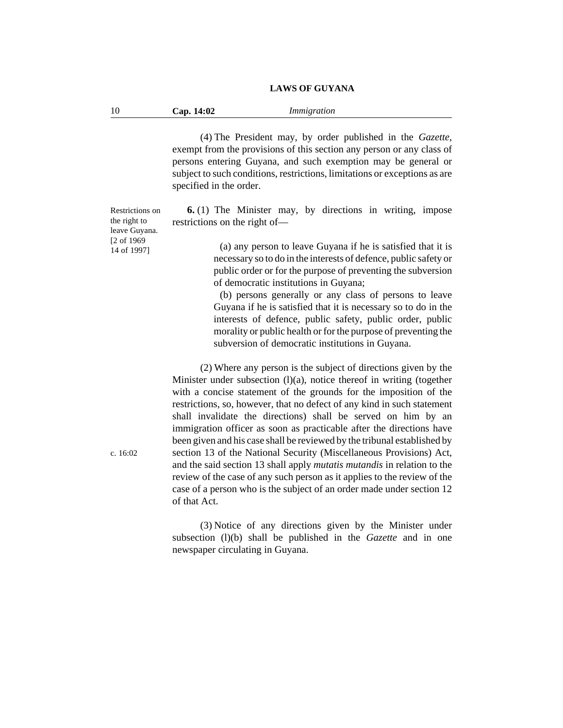(4) The President may, by order published in the *Gazette*, exempt from the provisions of this section any person or any class of persons entering Guyana, and such exemption may be general or subject to such conditions, restrictions, limitations or exceptions as are specified in the order.

Restrictions on the right to leave Guyana. [2 of 1969 14 of 1997]

**6.** (1) The Minister may, by directions in writing, impose restrictions on the right of—

(a) any person to leave Guyana if he is satisfied that it is necessary so to do in the interests of defence, public safety or public order or for the purpose of preventing the subversion of democratic institutions in Guyana;

(b) persons generally or any class of persons to leave Guyana if he is satisfied that it is necessary so to do in the interests of defence, public safety, public order, public morality or public health or for the purpose of preventing the subversion of democratic institutions in Guyana.

(2) Where any person is the subject of directions given by the Minister under subsection (l)(a), notice thereof in writing (together with a concise statement of the grounds for the imposition of the restrictions, so, however, that no defect of any kind in such statement shall invalidate the directions) shall be served on him by an immigration officer as soon as practicable after the directions have been given and his case shall be reviewed by the tribunal established by section 13 of the National Security (Miscellaneous Provisions) Act, and the said section 13 shall apply *mutatis mutandis* in relation to the review of the case of any such person as it applies to the review of the case of a person who is the subject of an order made under section 12 of that Act.

c. 16:02

(3) Notice of any directions given by the Minister under subsection (l)(b) shall be published in the *Gazette* and in one newspaper circulating in Guyana.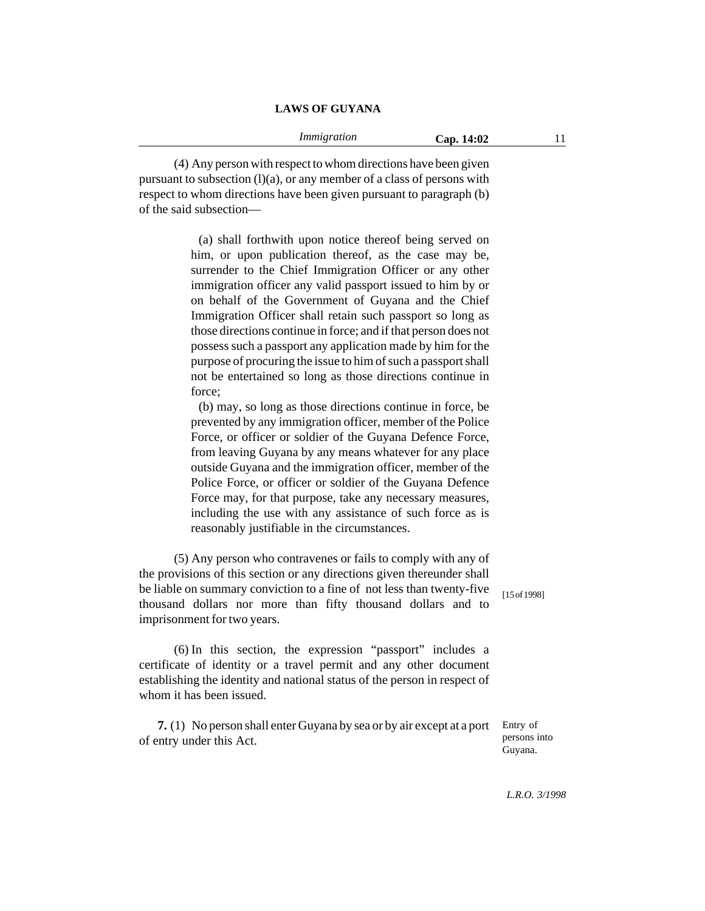(4) Any person with respect to whom directions have been given pursuant to subsection (l)(a), or any member of a class of persons with respect to whom directions have been given pursuant to paragraph (b) of the said subsection—

(a) shall forthwith upon notice thereof being served on him, or upon publication thereof, as the case may be, surrender to the Chief Immigration Officer or any other immigration officer any valid passport issued to him by or on behalf of the Government of Guyana and the Chief Immigration Officer shall retain such passport so long as those directions continue in force; and if that person does not possess such a passport any application made by him for the purpose of procuring the issue to him of such a passport shall not be entertained so long as those directions continue in force;

(b) may, so long as those directions continue in force, be prevented by any immigration officer, member of the Police Force, or officer or soldier of the Guyana Defence Force, from leaving Guyana by any means whatever for any place outside Guyana and the immigration officer, member of the Police Force, or officer or soldier of the Guyana Defence Force may, for that purpose, take any necessary measures, including the use with any assistance of such force as is reasonably justifiable in the circumstances.

(5) Any person who contravenes or fails to comply with any of the provisions of this section or any directions given thereunder shall be liable on summary conviction to a fine of not less than twenty-five thousand dollars nor more than fifty thousand dollars and to imprisonment for two years. [15 of 1998]

(6) In this section, the expression "passport" includes a certificate of identity or a travel permit and any other document establishing the identity and national status of the person in respect of whom it has been issued.

*Entry of persons into Guyana.*

**7.** (1) No person shall enter Guyana by sea or by air except at a port of entry under this Act.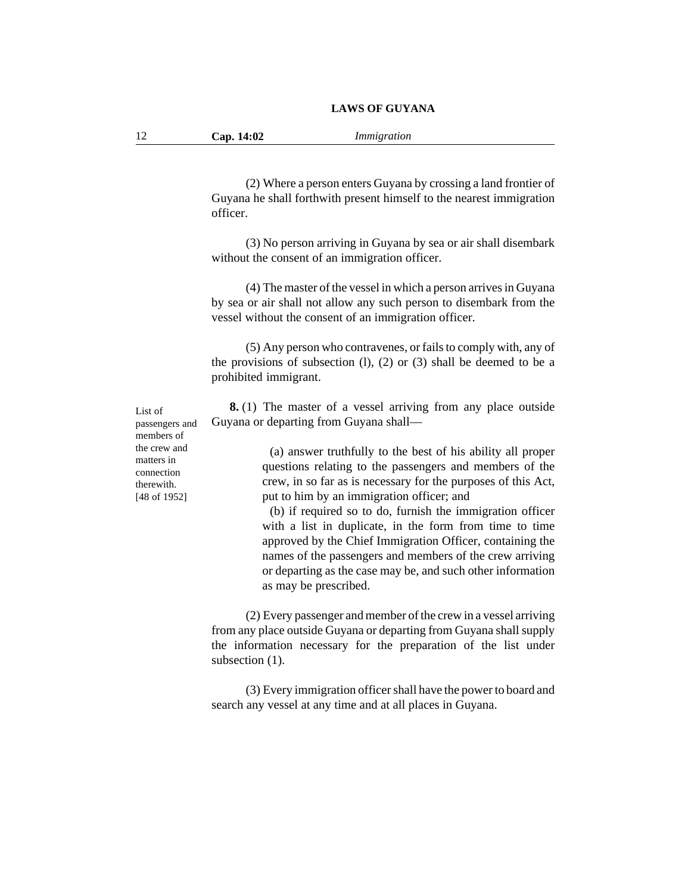(2) Where a person enters Guyana by crossing a land frontier of Guyana he shall forthwith present himself to the nearest immigration officer.

(3) No person arriving in Guyana by sea or air shall disembark without the consent of an immigration officer.

(4) The master of the vessel in which a person arrives in Guyana by sea or air shall not allow any such person to disembark from the vessel without the consent of an immigration officer.

(5) Any person who contravenes, or fails to comply with, any of the provisions of subsection (l), (2) or (3) shall be deemed to be a prohibited immigrant.

List of passengers and members of the crew and matters in connection therewith. [48 of 1952]

**8.** (1) The master of a vessel arriving from any place outside Guyana or departing from Guyana shall—

(a) answer truthfully to the best of his ability all proper questions relating to the passengers and members of the crew, in so far as is necessary for the purposes of this Act, put to him by an immigration officer; and

(b) if required so to do, furnish the immigration officer with a list in duplicate, in the form from time to time approved by the Chief Immigration Officer, containing the names of the passengers and members of the crew arriving or departing as the case may be, and such other information as may be prescribed.

(2) Every passenger and member of the crew in a vessel arriving from any place outside Guyana or departing from Guyana shall supply the information necessary for the preparation of the list under subsection (1).

(3) Every immigration officer shall have the power to board and search any vessel at any time and at all places in Guyana.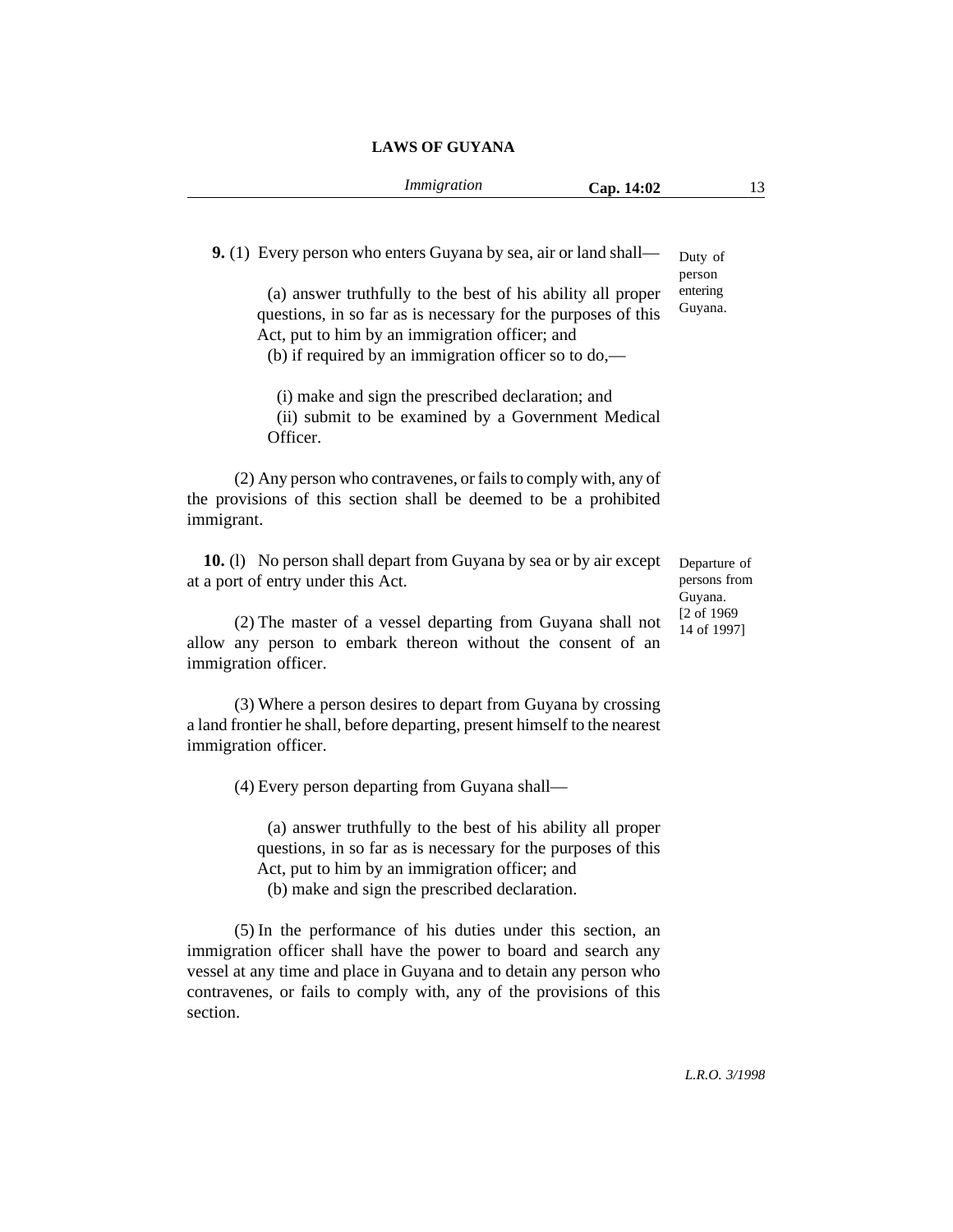**9.** (1) Every person who enters Guyana by sea, air or land shall—

Duty of person entering Guyana.

(a) answer truthfully to the best of his ability all proper questions, in so far as is necessary for the purposes of this Act, put to him by an immigration officer; and

(b) if required by an immigration officer so to do,—

(i) make and sign the prescribed declaration; and

(ii) submit to be examined by a Government Medical Officer.

(2) Any person who contravenes, or fails to comply with, any of the provisions of this section shall be deemed to be a prohibited immigrant.

**10.** (l) No person shall depart from Guyana by sea or by air except at a port of entry under this Act.

Departure of persons from Guyana. [2 of 1969 14 of 1997]

(2) The master of a vessel departing from Guyana shall not allow any person to embark thereon without the consent of an immigration officer.

(3) Where a person desires to depart from Guyana by crossing a land frontier he shall, before departing, present himself to the nearest immigration officer.

(4) Every person departing from Guyana shall—

(a) answer truthfully to the best of his ability all proper questions, in so far as is necessary for the purposes of this Act, put to him by an immigration officer; and

(b) make and sign the prescribed declaration.

(5) In the performance of his duties under this section, an immigration officer shall have the power to board and search any vessel at any time and place in Guyana and to detain any person who contravenes, or fails to comply with, any of the provisions of this section.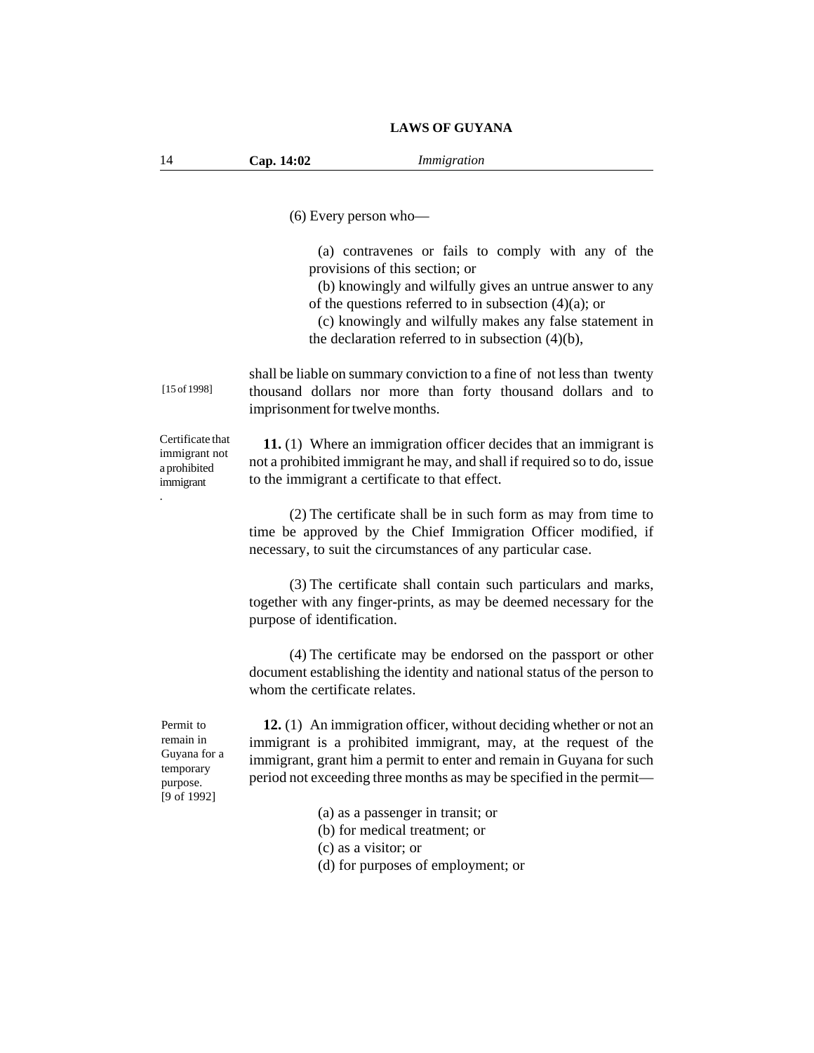(6) Every person who—

(a) contravenes or fails to comply with any of the provisions of this section; or

(b) knowingly and wilfully gives an untrue answer to any of the questions referred to in subsection (4)(a); or

(c) knowingly and wilfully makes any false statement in the declaration referred to in subsection (4)(b),

shall be liable on summary conviction to a fine of not less than twenty thousand dollars nor more than forty thousand dollars and to imprisonment for twelve months. [15 of 1998]

Certificate that immigrant not a prohibited immigrant.

**11.** (1) Where an immigration officer decides that an immigrant is not a prohibited immigrant he may, and shall if required so to do, issue to the immigrant a certificate to that effect.

(2) The certificate shall be in such form as may from time to time be approved by the Chief Immigration Officer modified, if necessary, to suit the circumstances of any particular case.

(3) The certificate shall contain such particulars and marks, together with any finger-prints, as may be deemed necessary for the purpose of identification.

(4) The certificate may be endorsed on the passport or other document establishing the identity and national status of the person to whom the certificate relates.

Permit to remain in Guyana for a temporary purpose. [9 of 1992]

**12.** (1) An immigration officer, without deciding whether or not an immigrant is a prohibited immigrant, may, at the request of the immigrant, grant him a permit to enter and remain in Guyana for such period not exceeding three months as may be specified in the permit—

(a) as a passenger in transit; or

(b) for medical treatment; or

(c) as a visitor; or

(d) for purposes of employment; or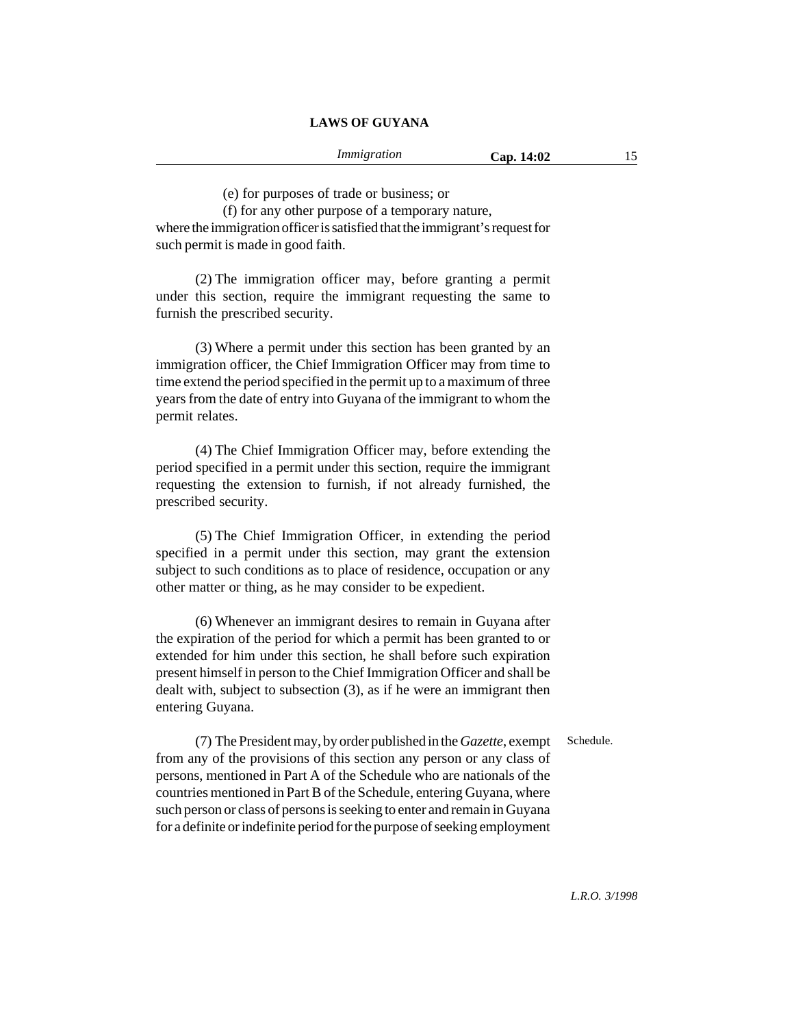(e) for purposes of trade or business; or

(f) for any other purpose of a temporary nature,

where the immigration officer is satisfied that the immigrant's request for such permit is made in good faith.

(2) The immigration officer may, before granting a permit under this section, require the immigrant requesting the same to furnish the prescribed security.

(3) Where a permit under this section has been granted by an immigration officer, the Chief Immigration Officer may from time to time extend the period specified in the permit up to a maximum of three years from the date of entry into Guyana of the immigrant to whom the permit relates.

(4) The Chief Immigration Officer may, before extending the period specified in a permit under this section, require the immigrant requesting the extension to furnish, if not already furnished, the prescribed security.

(5) The Chief Immigration Officer, in extending the period specified in a permit under this section, may grant the extension subject to such conditions as to place of residence, occupation or any other matter or thing, as he may consider to be expedient.

(6) Whenever an immigrant desires to remain in Guyana after the expiration of the period for which a permit has been granted to or extended for him under this section, he shall before such expiration present himself in person to the Chief Immigration Officer and shall be dealt with, subject to subsection (3), as if he were an immigrant then entering Guyana.

Schedule.

(7) The President may, by order published in the *Gazette*, exempt from any of the provisions of this section any person or any class of persons, mentioned in Part A of the Schedule who are nationals of the countries mentioned in Part B of the Schedule, entering Guyana, where such person or class of persons is seeking to enter and remain in Guyana for a definite or indefinite period for the purpose of seeking employment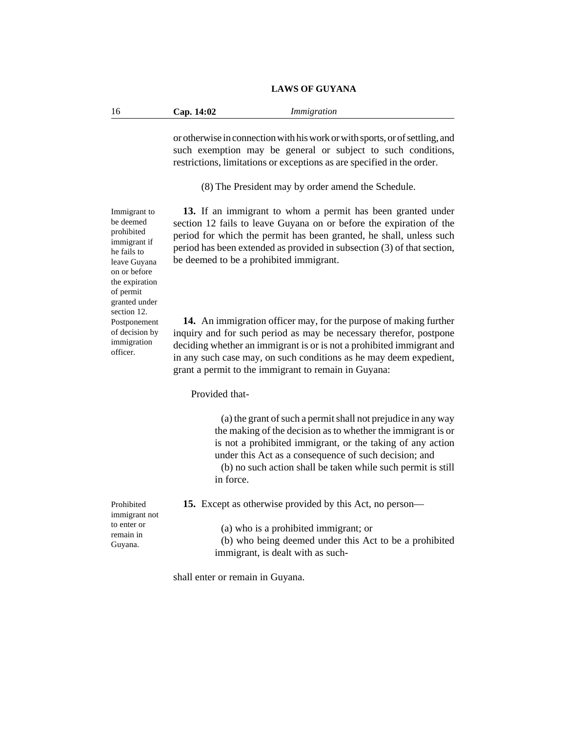or otherwise in connection with his work or with sports, or of settling, and such exemption may be general or subject to such conditions, restrictions, limitations or exceptions as are specified in the order.

(8) The President may by order amend the Schedule.

*Immigrant to be deemed prohibited immigrant if he fails to leave Guyana on or before the expiration of permit granted under section 12.*

**13.** If an immigrant to whom a permit has been granted under section 12 fails to leave Guyana on or before the expiration of the period for which the permit has been granted, he shall, unless such period has been extended as provided in subsection (3) of that section, be deemed to be a prohibited immigrant.

*Postponement of decision by immigration officer.*

**14.** An immigration officer may, for the purpose of making further inquiry and for such period as may be necessary therefor, postpone deciding whether an immigrant is or is not a prohibited immigrant and in any such case may, on such conditions as he may deem expedient, grant a permit to the immigrant to remain in Guyana:

Provided that-

(a) the grant of such a permit shall not prejudice in any way the making of the decision as to whether the immigrant is or is not a prohibited immigrant, or the taking of any action under this Act as a consequence of such decision; and

(b) no such action shall be taken while such permit is still in force.

*Prohibited immigrant not to enter or remain in Guyana.*

**15.** Except as otherwise provided by this Act, no person—

(a) who is a prohibited immigrant; or

(b) who being deemed under this Act to be a prohibited immigrant, is dealt with as such-

shall enter or remain in Guyana.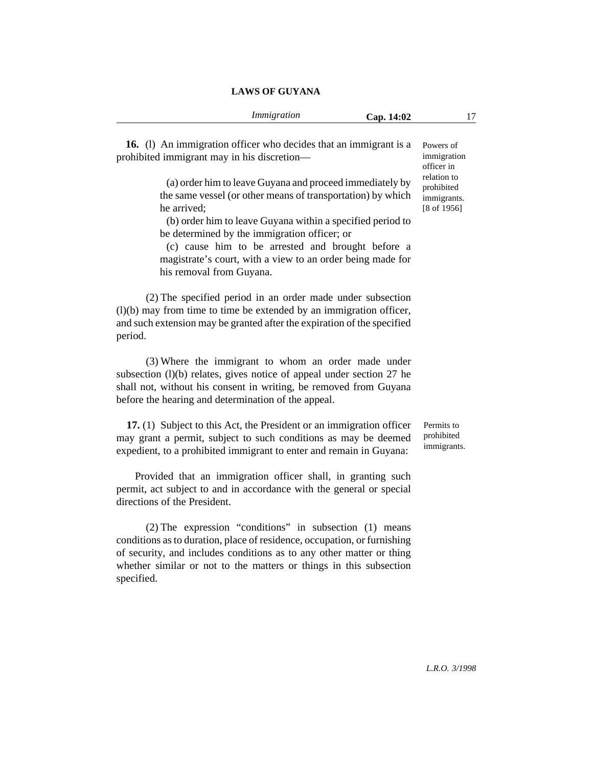**16.** (l) An immigration officer who decides that an immigrant is a prohibited immigrant may in his discretion—

*Powers of immigration officer in relation to prohibited immigrants. [8 of 1956]*

(a) order him to leave Guyana and proceed immediately by the same vessel (or other means of transportation) by which he arrived;

(b) order him to leave Guyana within a specified period to be determined by the immigration officer; or

(c) cause him to be arrested and brought before a magistrate's court, with a view to an order being made for his removal from Guyana.

(2) The specified period in an order made under subsection (l)(b) may from time to time be extended by an immigration officer, and such extension may be granted after the expiration of the specified period.

(3) Where the immigrant to whom an order made under subsection (l)(b) relates, gives notice of appeal under section 27 he shall not, without his consent in writing, be removed from Guyana before the hearing and determination of the appeal.

**17.** (1) Subject to this Act, the President or an immigration officer may grant a permit, subject to such conditions as may be deemed expedient, to a prohibited immigrant to enter and remain in Guyana:

*Permits to prohibited immigrants.*

Provided that an immigration officer shall, in granting such permit, act subject to and in accordance with the general or special directions of the President.

(2) The expression "conditions" in subsection (1) means conditions as to duration, place of residence, occupation, or furnishing of security, and includes conditions as to any other matter or thing whether similar or not to the matters or things in this subsection specified.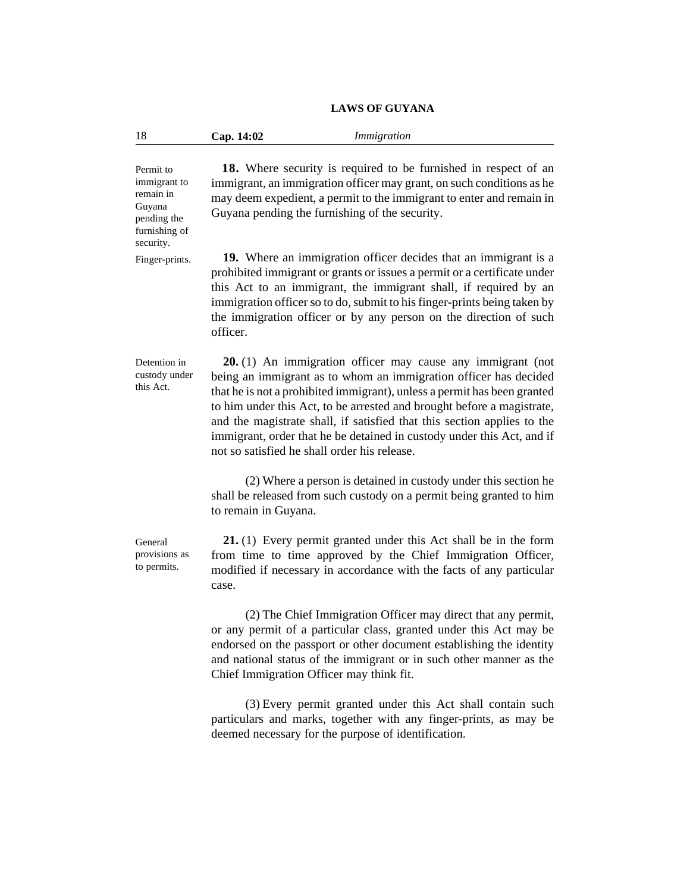**Permit to immigrant to remain in Guyana pending the furnishing of security.**

**18.** Where security is required to be furnished in respect of an immigrant, an immigration officer may grant, on such conditions as he may deem expedient, a permit to the immigrant to enter and remain in Guyana pending the furnishing of the security.

**Finger-prints.**

**19.** Where an immigration officer decides that an immigrant is a prohibited immigrant or grants or issues a permit or a certificate under this Act to an immigrant, the immigrant shall, if required by an immigration officer so to do, submit to his finger-prints being taken by the immigration officer or by any person on the direction of such officer.

**Detention in custody under this Act.**

**20.** (1) An immigration officer may cause any immigrant (not being an immigrant as to whom an immigration officer has decided that he is not a prohibited immigrant), unless a permit has been granted to him under this Act, to be arrested and brought before a magistrate, and the magistrate shall, if satisfied that this section applies to the immigrant, order that he be detained in custody under this Act, and if not so satisfied he shall order his release.

(2) Where a person is detained in custody under this section he shall be released from such custody on a permit being granted to him to remain in Guyana.

**General provisions as to permits.**

**21.** (1) Every permit granted under this Act shall be in the form from time to time approved by the Chief Immigration Officer, modified if necessary in accordance with the facts of any particular case.

(2) The Chief Immigration Officer may direct that any permit, or any permit of a particular class, granted under this Act may be endorsed on the passport or other document establishing the identity and national status of the immigrant or in such other manner as the Chief Immigration Officer may think fit.

(3) Every permit granted under this Act shall contain such particulars and marks, together with any finger-prints, as may be deemed necessary for the purpose of identification.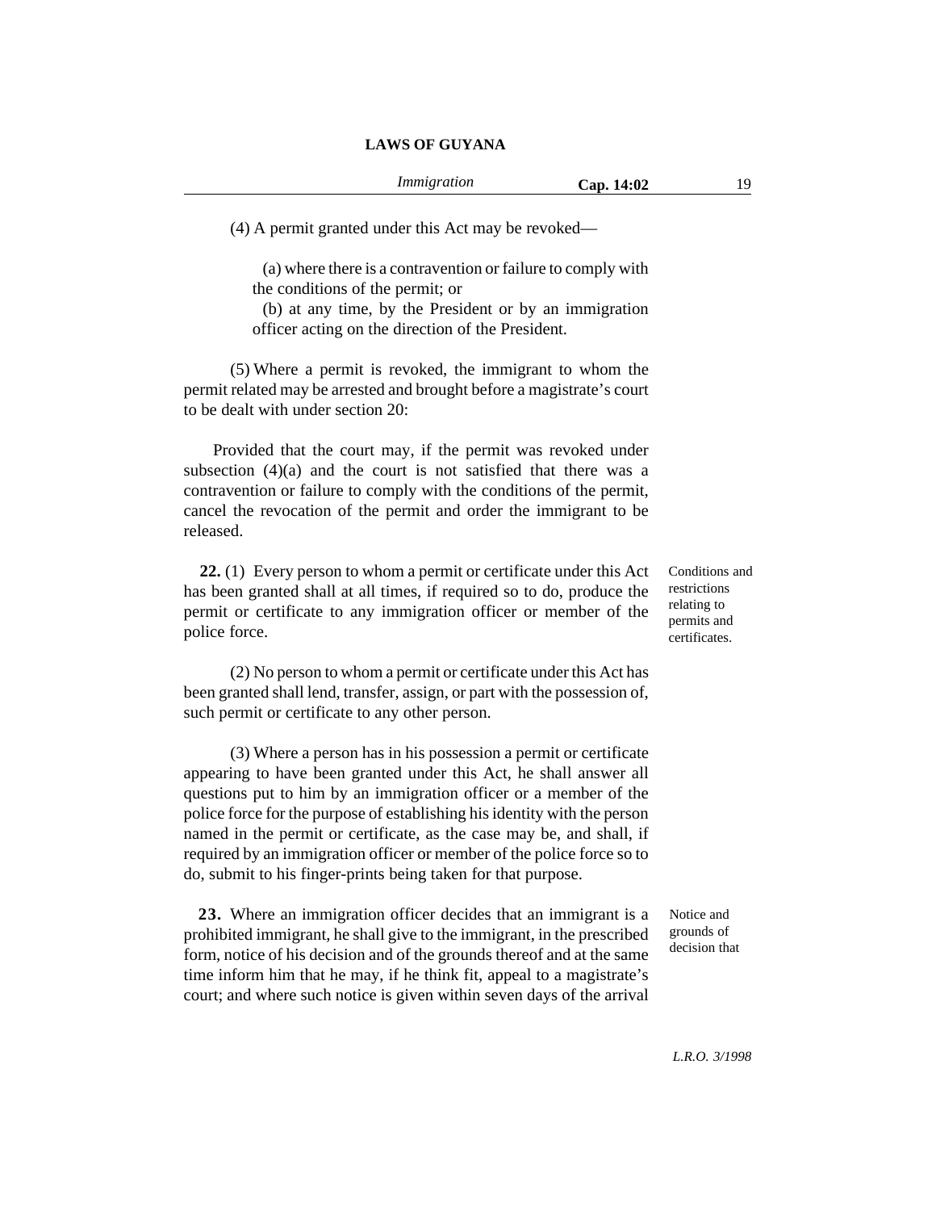(4) A permit granted under this Act may be revoked—

(a) where there is a contravention or failure to comply with the conditions of the permit; or

(b) at any time, by the President or by an immigration officer acting on the direction of the President.

(5) Where a permit is revoked, the immigrant to whom the permit related may be arrested and brought before a magistrate's court to be dealt with under section 20:

Provided that the court may, if the permit was revoked under subsection (4)(a) and the court is not satisfied that there was a contravention or failure to comply with the conditions of the permit, cancel the revocation of the permit and order the immigrant to be released.

*Conditions and restrictions relating to permits and certificates.*

**22.** (1) Every person to whom a permit or certificate under this Act has been granted shall at all times, if required so to do, produce the permit or certificate to any immigration officer or member of the police force.

(2) No person to whom a permit or certificate under this Act has been granted shall lend, transfer, assign, or part with the possession of, such permit or certificate to any other person.

(3) Where a person has in his possession a permit or certificate appearing to have been granted under this Act, he shall answer all questions put to him by an immigration officer or a member of the police force for the purpose of establishing his identity with the person named in the permit or certificate, as the case may be, and shall, if required by an immigration officer or member of the police force so to do, submit to his finger-prints being taken for that purpose.

*Notice and grounds of decision that*

**23.** Where an immigration officer decides that an immigrant is a prohibited immigrant, he shall give to the immigrant, in the prescribed form, notice of his decision and of the grounds thereof and at the same time inform him that he may, if he think fit, appeal to a magistrate's court; and where such notice is given within seven days of the arrival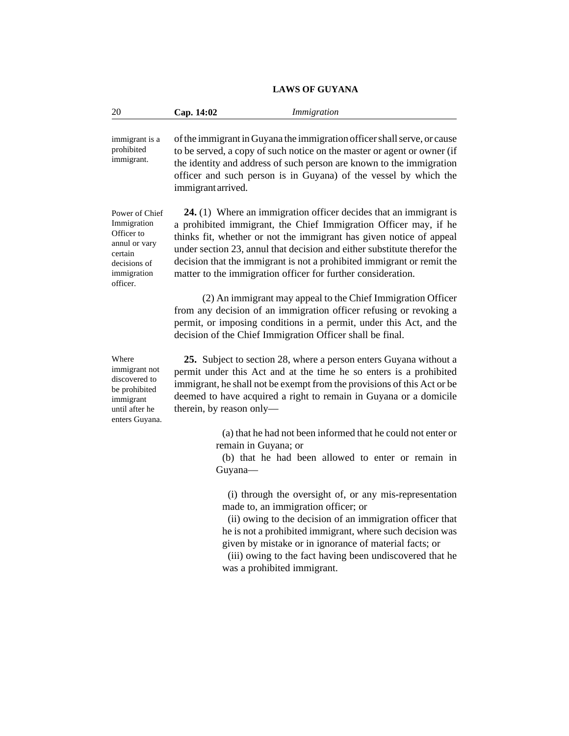of the immigrant in Guyana the immigration officer shall serve, or cause to be served, a copy of such notice on the master or agent or owner (if the identity and address of such person are known to the immigration officer and such person is in Guyana) of the vessel by which the immigrant arrived.

*Power of Chief Immigration Officer to annul or vary certain decisions of immigration officer.*

**24.** (1) Where an immigration officer decides that an immigrant is a prohibited immigrant, the Chief Immigration Officer may, if he thinks fit, whether or not the immigrant has given notice of appeal under section 23, annul that decision and either substitute therefor the decision that the immigrant is not a prohibited immigrant or remit the matter to the immigration officer for further consideration.

(2) An immigrant may appeal to the Chief Immigration Officer from any decision of an immigration officer refusing or revoking a permit, or imposing conditions in a permit, under this Act, and the decision of the Chief Immigration Officer shall be final.

*Where immigrant not discovered to be prohibited immigrant until after he enters Guyana.*

**25.** Subject to section 28, where a person enters Guyana without a permit under this Act and at the time he so enters is a prohibited immigrant, he shall not be exempt from the provisions of this Act or be deemed to have acquired a right to remain in Guyana or a domicile therein, by reason only—

(a) that he had not been informed that he could not enter or remain in Guyana; or

(b) that he had been allowed to enter or remain in Guyana—

(i) through the oversight of, or any mis-representation made to, an immigration officer; or

(ii) owing to the decision of an immigration officer that he is not a prohibited immigrant, where such decision was given by mistake or in ignorance of material facts; or

(iii) owing to the fact having been undiscovered that he was a prohibited immigrant.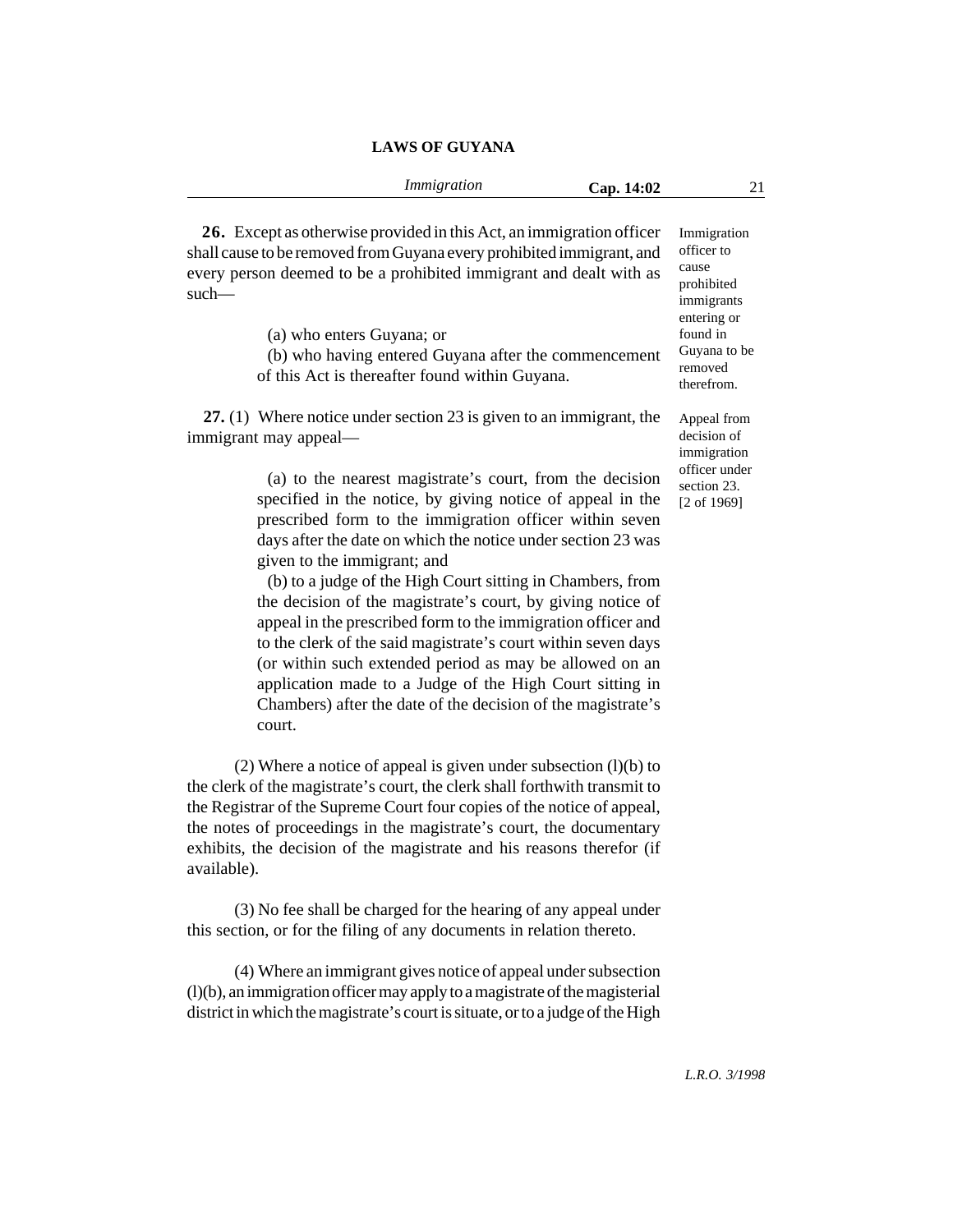**26.** Except as otherwise provided in this Act, an immigration officer shall cause to be removed from Guyana every prohibited immigrant, and every person deemed to be a prohibited immigrant and dealt with as such—

Immigration officer to cause prohibited immigrants entering or found in Guyana to be removed therefrom.

(a) who enters Guyana; or

(b) who having entered Guyana after the commencement of this Act is thereafter found within Guyana.

**27.** (1) Where notice under section 23 is given to an immigrant, the immigrant may appeal—

Appeal from decision of immigration officer under section 23. [2 of 1969]

(a) to the nearest magistrate's court, from the decision specified in the notice, by giving notice of appeal in the prescribed form to the immigration officer within seven days after the date on which the notice under section 23 was given to the immigrant; and

(b) to a judge of the High Court sitting in Chambers, from the decision of the magistrate's court, by giving notice of appeal in the prescribed form to the immigration officer and to the clerk of the said magistrate's court within seven days (or within such extended period as may be allowed on an application made to a Judge of the High Court sitting in Chambers) after the date of the decision of the magistrate's court.

(2) Where a notice of appeal is given under subsection (l)(b) to the clerk of the magistrate's court, the clerk shall forthwith transmit to the Registrar of the Supreme Court four copies of the notice of appeal, the notes of proceedings in the magistrate's court, the documentary exhibits, the decision of the magistrate and his reasons therefor (if available).

(3) No fee shall be charged for the hearing of any appeal under this section, or for the filing of any documents in relation thereto.

(4) Where an immigrant gives notice of appeal under subsection (l)(b), an immigration officer may apply to a magistrate of the magisterial district in which the magistrate's court is situate, or to a judge of the High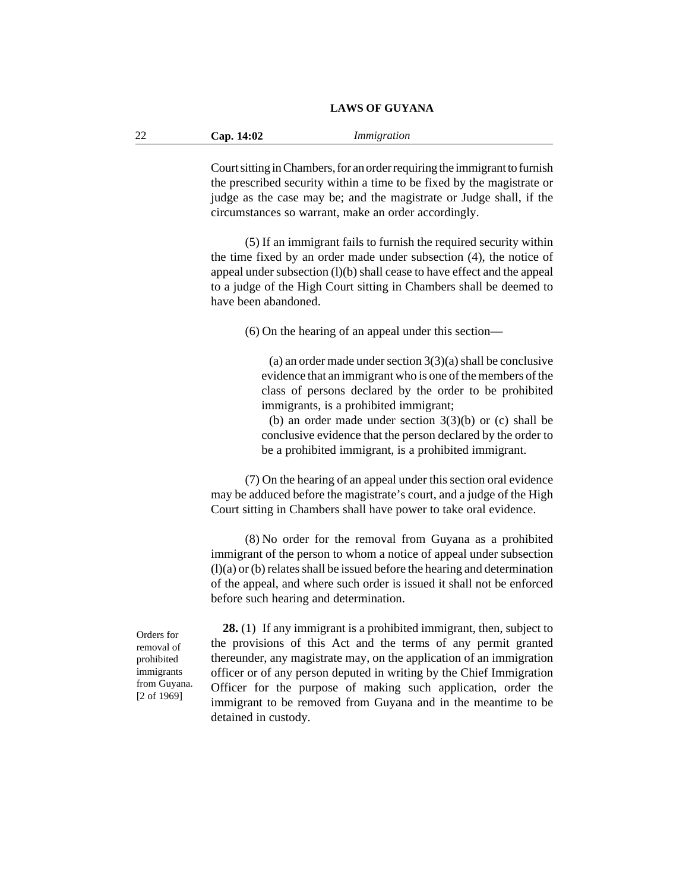Court sitting in Chambers, for an order requiring the immigrant to furnish the prescribed security within a time to be fixed by the magistrate or judge as the case may be; and the magistrate or Judge shall, if the circumstances so warrant, make an order accordingly.

(5) If an immigrant fails to furnish the required security within the time fixed by an order made under subsection (4), the notice of appeal under subsection (l)(b) shall cease to have effect and the appeal to a judge of the High Court sitting in Chambers shall be deemed to have been abandoned.

(6) On the hearing of an appeal under this section—

(a) an order made under section 3(3)(a) shall be conclusive evidence that an immigrant who is one of the members of the class of persons declared by the order to be prohibited immigrants, is a prohibited immigrant;

(b) an order made under section 3(3)(b) or (c) shall be conclusive evidence that the person declared by the order to be a prohibited immigrant, is a prohibited immigrant.

(7) On the hearing of an appeal under this section oral evidence may be adduced before the magistrate's court, and a judge of the High Court sitting in Chambers shall have power to take oral evidence.

(8) No order for the removal from Guyana as a prohibited immigrant of the person to whom a notice of appeal under subsection (l)(a) or (b) relates shall be issued before the hearing and determination of the appeal, and where such order is issued it shall not be enforced before such hearing and determination.

Orders for removal of prohibited immigrants from Guyana. [2 of 1969]

**28.** (1) If any immigrant is a prohibited immigrant, then, subject to the provisions of this Act and the terms of any permit granted thereunder, any magistrate may, on the application of an immigration officer or of any person deputed in writing by the Chief Immigration Officer for the purpose of making such application, order the immigrant to be removed from Guyana and in the meantime to be detained in custody.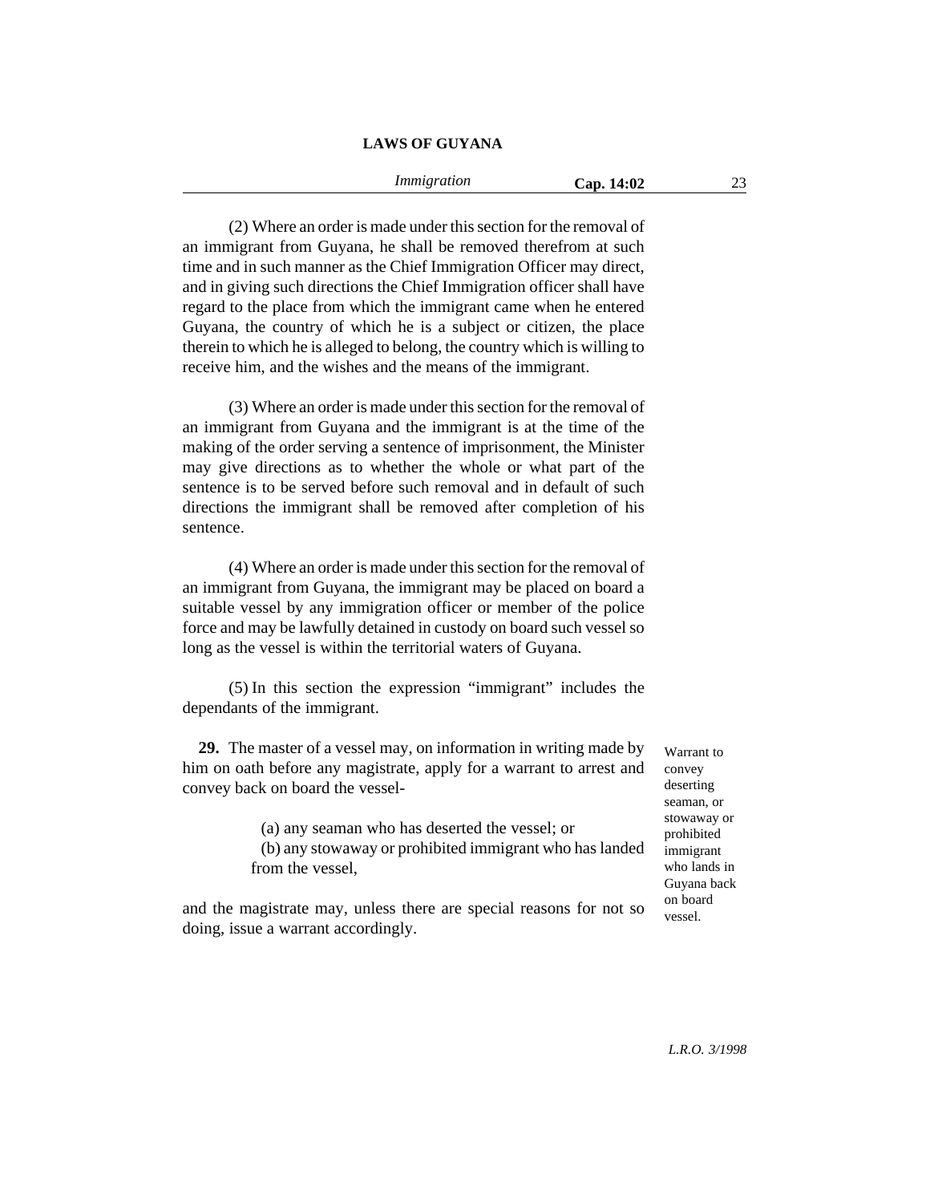(2) Where an order is made under this section for the removal of an immigrant from Guyana, he shall be removed therefrom at such time and in such manner as the Chief Immigration Officer may direct, and in giving such directions the Chief Immigration officer shall have regard to the place from which the immigrant came when he entered Guyana, the country of which he is a subject or citizen, the place therein to which he is alleged to belong, the country which is willing to receive him, and the wishes and the means of the immigrant.

(3) Where an order is made under this section for the removal of an immigrant from Guyana and the immigrant is at the time of the making of the order serving a sentence of imprisonment, the Minister may give directions as to whether the whole or what part of the sentence is to be served before such removal and in default of such directions the immigrant shall be removed after completion of his sentence.

(4) Where an order is made under this section for the removal of an immigrant from Guyana, the immigrant may be placed on board a suitable vessel by any immigration officer or member of the police force and may be lawfully detained in custody on board such vessel so long as the vessel is within the territorial waters of Guyana.

(5) In this section the expression "immigrant" includes the dependants of the immigrant.

*Warrant to convey deserting seaman, or stowaway or prohibited immigrant who lands in Guyana back on board vessel.*

**29.** The master of a vessel may, on information in writing made by him on oath before any magistrate, apply for a warrant to arrest and convey back on board the vessel-

(a) any seaman who has deserted the vessel; or

(b) any stowaway or prohibited immigrant who has landed from the vessel,

and the magistrate may, unless there are special reasons for not so doing, issue a warrant accordingly.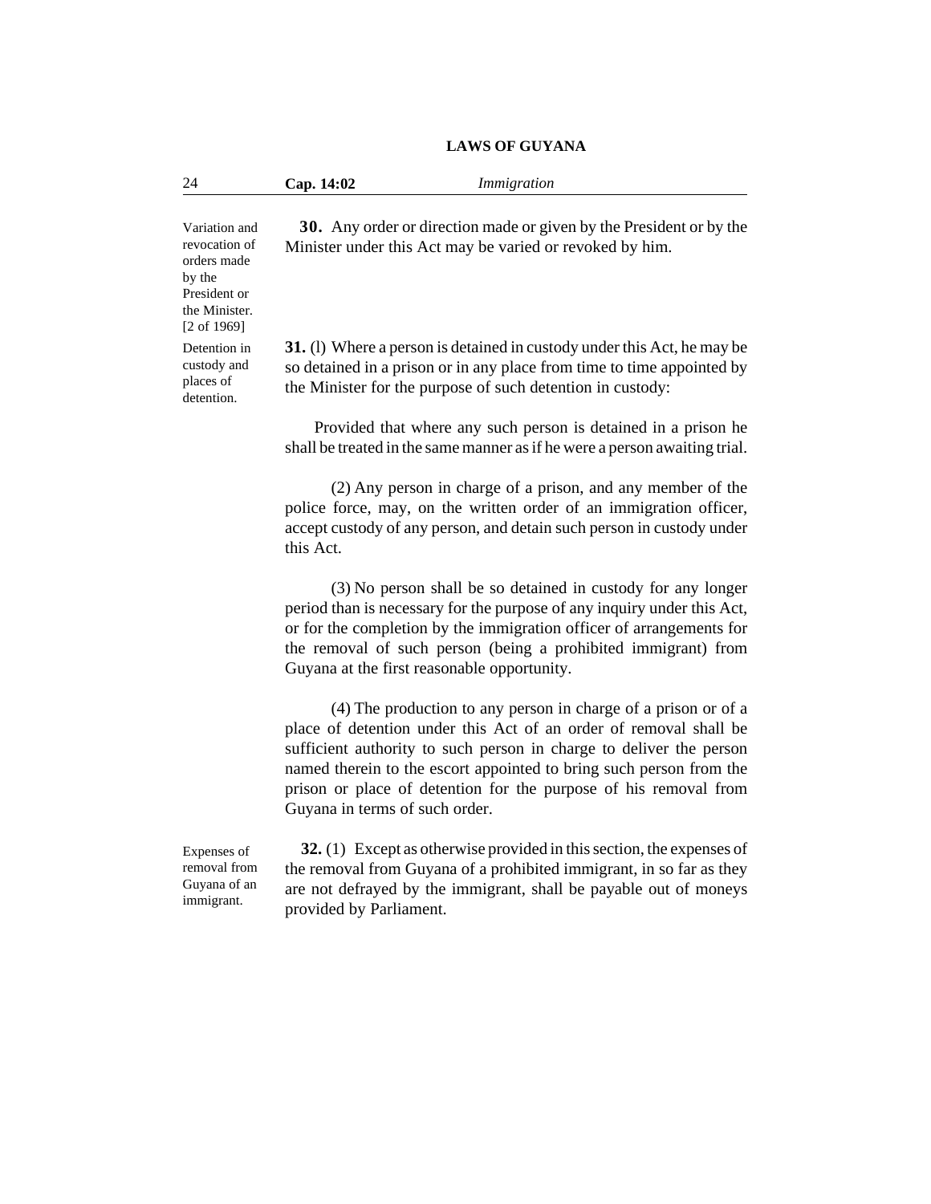Variation and revocation of orders made by the President or the Minister. [2 of 1969]

**30.** Any order or direction made or given by the President or by the Minister under this Act may be varied or revoked by him.

Detention in custody and places of detention.

**31.** (l) Where a person is detained in custody under this Act, he may be so detained in a prison or in any place from time to time appointed by the Minister for the purpose of such detention in custody:

Provided that where any such person is detained in a prison he shall be treated in the same manner as if he were a person awaiting trial.

(2) Any person in charge of a prison, and any member of the police force, may, on the written order of an immigration officer, accept custody of any person, and detain such person in custody under this Act.

(3) No person shall be so detained in custody for any longer period than is necessary for the purpose of any inquiry under this Act, or for the completion by the immigration officer of arrangements for the removal of such person (being a prohibited immigrant) from Guyana at the first reasonable opportunity.

(4) The production to any person in charge of a prison or of a place of detention under this Act of an order of removal shall be sufficient authority to such person in charge to deliver the person named therein to the escort appointed to bring such person from the prison or place of detention for the purpose of his removal from Guyana in terms of such order.

Expenses of removal from Guyana of an immigrant.

**32.** (1) Except as otherwise provided in this section, the expenses of the removal from Guyana of a prohibited immigrant, in so far as they are not defrayed by the immigrant, shall be payable out of moneys provided by Parliament.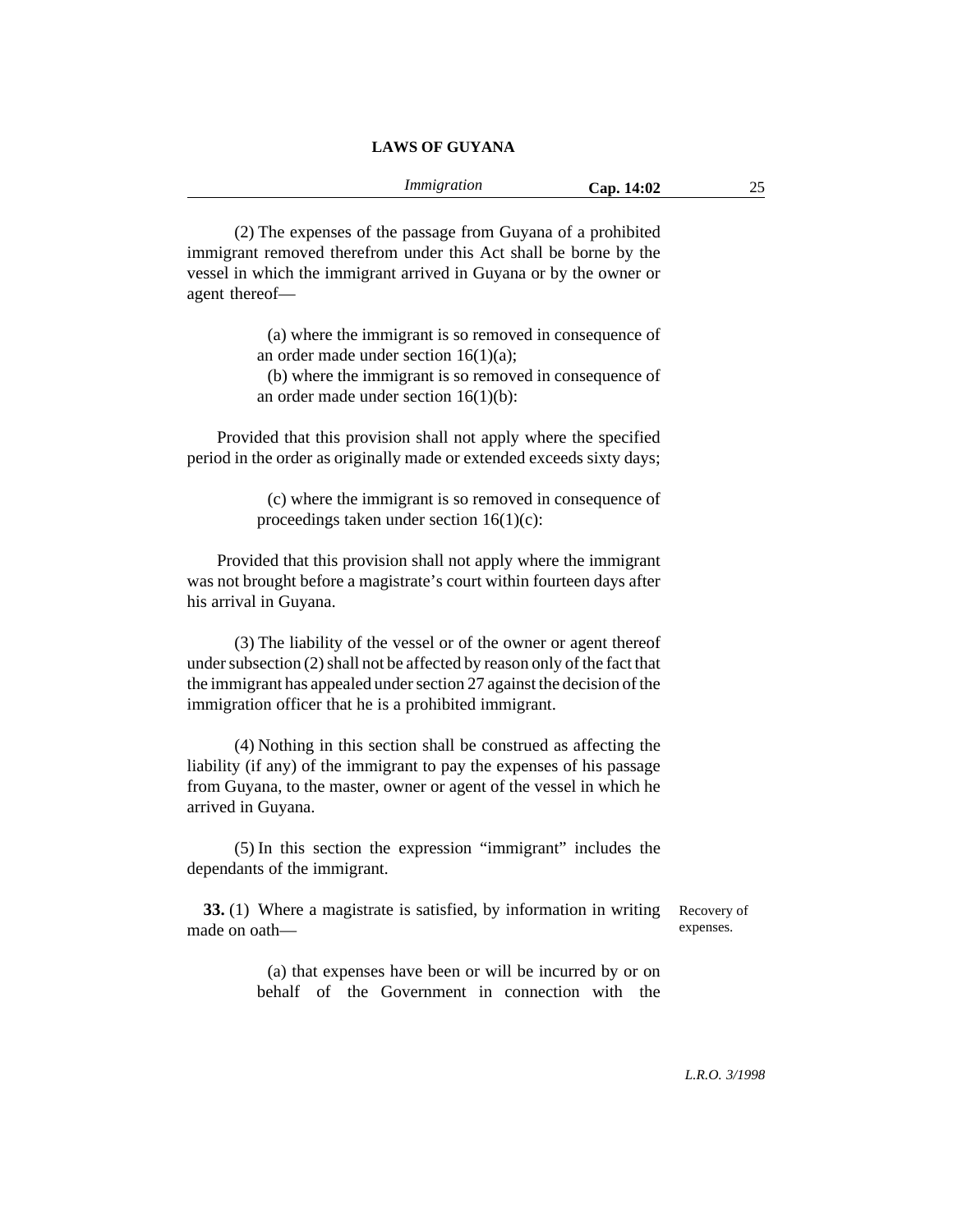(2) The expenses of the passage from Guyana of a prohibited immigrant removed therefrom under this Act shall be borne by the vessel in which the immigrant arrived in Guyana or by the owner or agent thereof—

(a) where the immigrant is so removed in consequence of an order made under section 16(1)(a);

(b) where the immigrant is so removed in consequence of an order made under section 16(1)(b):

Provided that this provision shall not apply where the specified period in the order as originally made or extended exceeds sixty days;

(c) where the immigrant is so removed in consequence of proceedings taken under section 16(1)(c):

Provided that this provision shall not apply where the immigrant was not brought before a magistrate's court within fourteen days after his arrival in Guyana.

(3) The liability of the vessel or of the owner or agent thereof under subsection (2) shall not be affected by reason only of the fact that the immigrant has appealed under section 27 against the decision of the immigration officer that he is a prohibited immigrant.

(4) Nothing in this section shall be construed as affecting the liability (if any) of the immigrant to pay the expenses of his passage from Guyana, to the master, owner or agent of the vessel in which he arrived in Guyana.

(5) In this section the expression "immigrant" includes the dependants of the immigrant.

Recovery of expenses.

**33.** (1) Where a magistrate is satisfied, by information in writing made on oath—

(a) that expenses have been or will be incurred by or on behalf of the Government in connection with the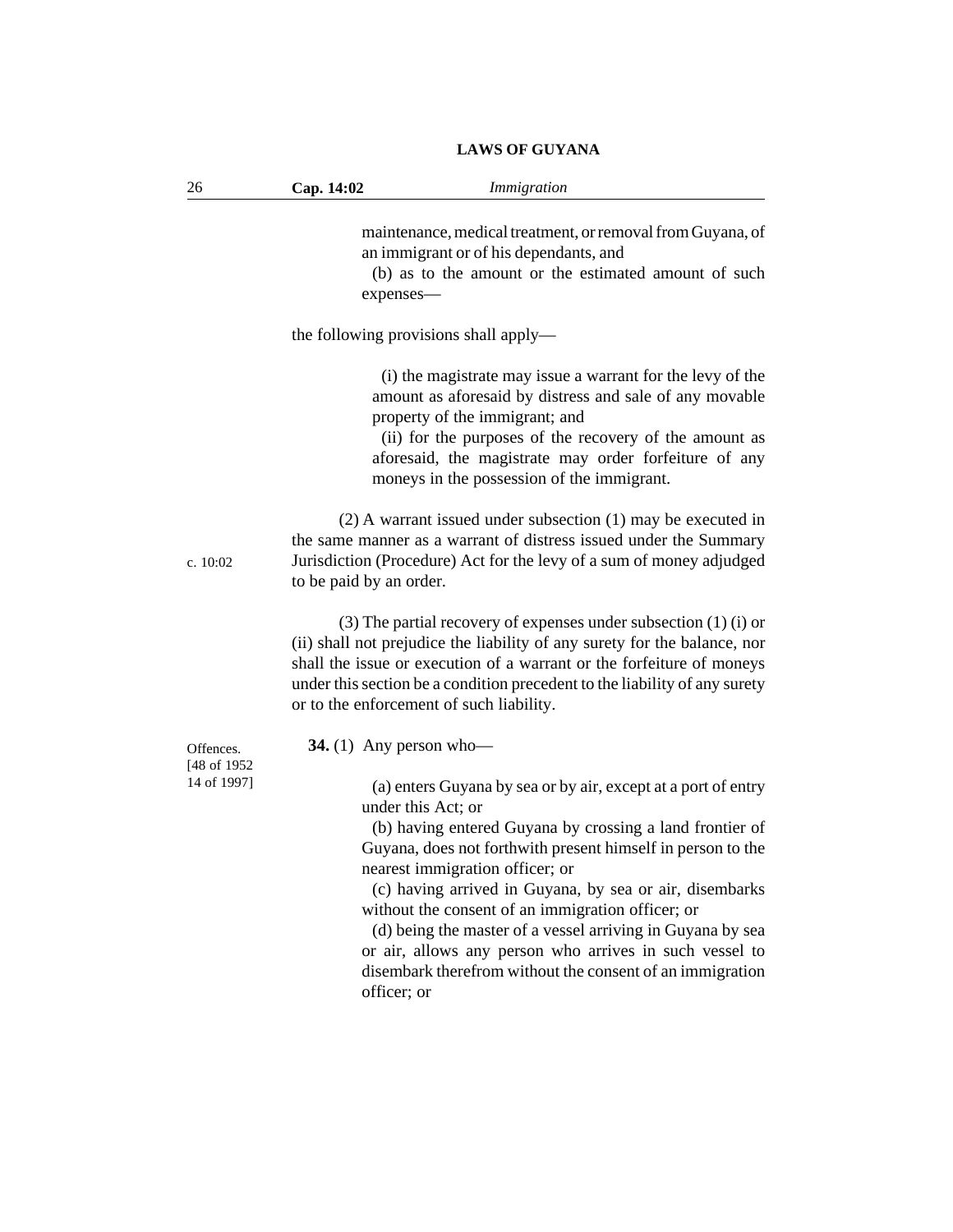maintenance, medical treatment, or removal from Guyana, of an immigrant or of his dependants, and

(b) as to the amount or the estimated amount of such expenses—

the following provisions shall apply—

(i) the magistrate may issue a warrant for the levy of the amount as aforesaid by distress and sale of any movable property of the immigrant; and

(ii) for the purposes of the recovery of the amount as aforesaid, the magistrate may order forfeiture of any moneys in the possession of the immigrant.

(2) A warrant issued under subsection (1) may be executed in the same manner as a warrant of distress issued under the Summary Jurisdiction (Procedure) Act for the levy of a sum of money adjudged to be paid by an order.

c. 10:02

(3) The partial recovery of expenses under subsection (1) (i) or (ii) shall not prejudice the liability of any surety for the balance, nor shall the issue or execution of a warrant or the forfeiture of moneys under this section be a condition precedent to the liability of any surety or to the enforcement of such liability.

Offences. [48 of 1952 14 of 1997]

**34.** (1) Any person who—

(a) enters Guyana by sea or by air, except at a port of entry under this Act; or

(b) having entered Guyana by crossing a land frontier of Guyana, does not forthwith present himself in person to the nearest immigration officer; or

(c) having arrived in Guyana, by sea or air, disembarks without the consent of an immigration officer; or

(d) being the master of a vessel arriving in Guyana by sea or air, allows any person who arrives in such vessel to disembark therefrom without the consent of an immigration officer; or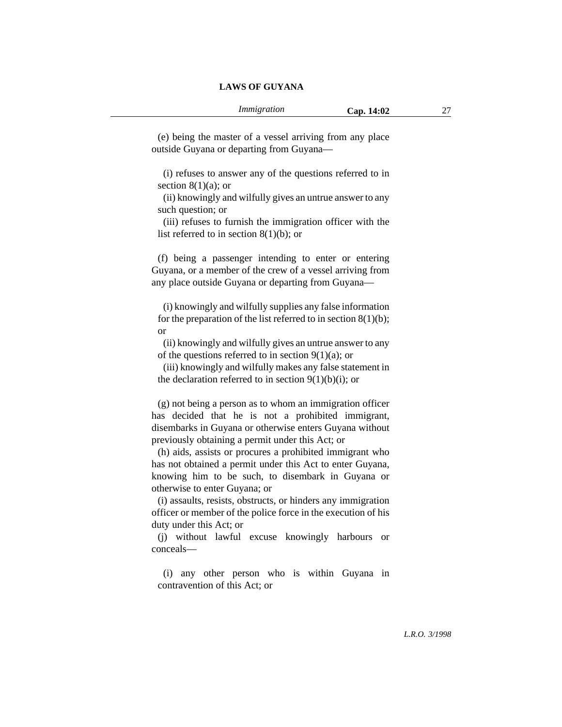(e) being the master of a vessel arriving from any place outside Guyana or departing from Guyana—

(i) refuses to answer any of the questions referred to in section 8(1)(a); or

(ii) knowingly and wilfully gives an untrue answer to any such question; or

(iii) refuses to furnish the immigration officer with the list referred to in section 8(1)(b); or

(f) being a passenger intending to enter or entering Guyana, or a member of the crew of a vessel arriving from any place outside Guyana or departing from Guyana—

(i) knowingly and wilfully supplies any false information for the preparation of the list referred to in section 8(1)(b); or

(ii) knowingly and wilfully gives an untrue answer to any of the questions referred to in section 9(1)(a); or

(iii) knowingly and wilfully makes any false statement in the declaration referred to in section 9(1)(b)(i); or

(g) not being a person as to whom an immigration officer has decided that he is not a prohibited immigrant, disembarks in Guyana or otherwise enters Guyana without previously obtaining a permit under this Act; or

(h) aids, assists or procures a prohibited immigrant who has not obtained a permit under this Act to enter Guyana, knowing him to be such, to disembark in Guyana or otherwise to enter Guyana; or

(i) assaults, resists, obstructs, or hinders any immigration officer or member of the police force in the execution of his duty under this Act; or

(j) without lawful excuse knowingly harbours or conceals—

(i) any other person who is within Guyana in contravention of this Act; or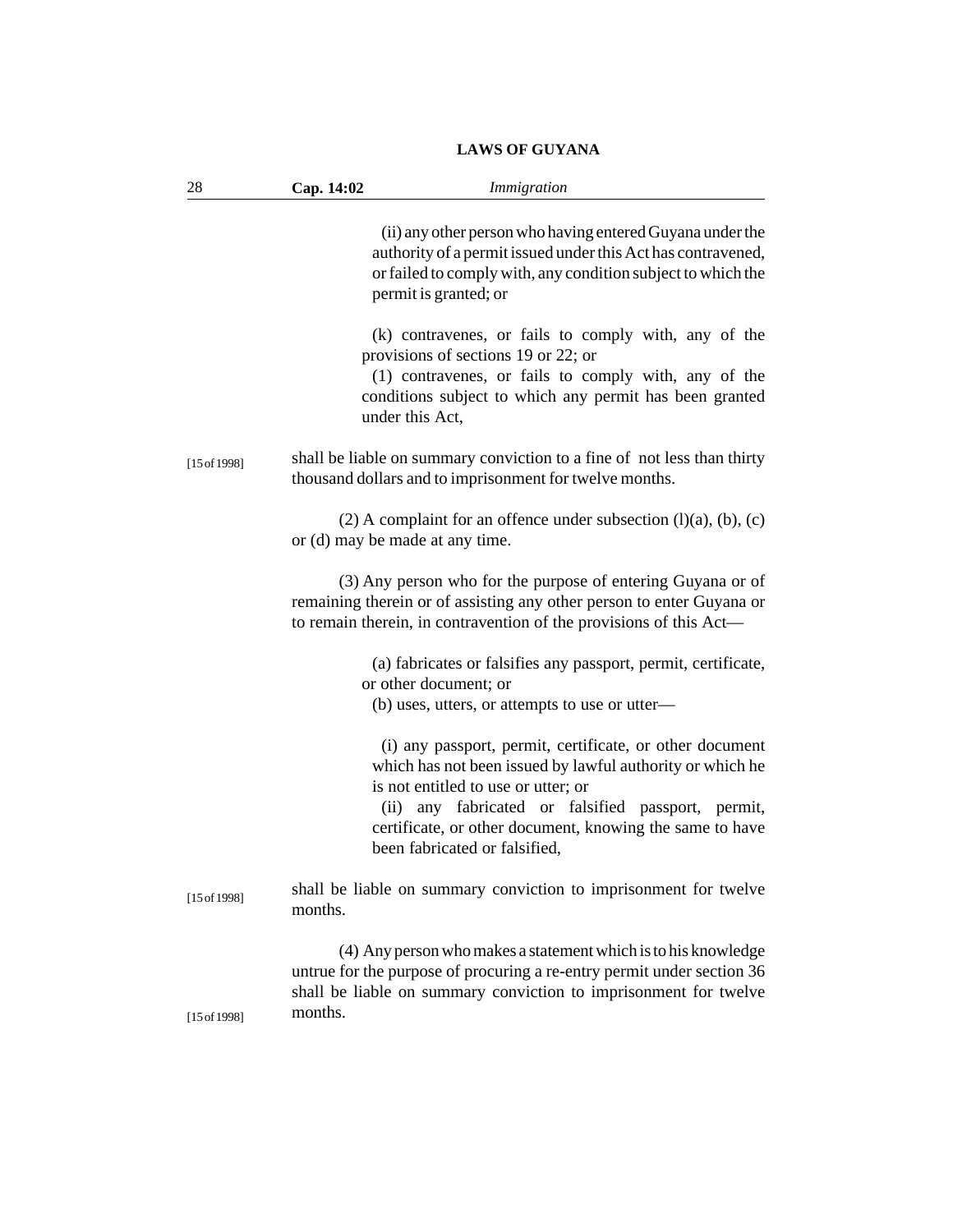(ii) any other person who having entered Guyana under the authority of a permit issued under this Act has contravened, or failed to comply with, any condition subject to which the permit is granted; or

(k) contravenes, or fails to comply with, any of the provisions of sections 19 or 22; or

(1) contravenes, or fails to comply with, any of the conditions subject to which any permit has been granted under this Act,

[15 of 1998]

shall be liable on summary conviction to a fine of not less than thirty thousand dollars and to imprisonment for twelve months.

(2) A complaint for an offence under subsection (l)(a), (b), (c) or (d) may be made at any time.

(3) Any person who for the purpose of entering Guyana or of remaining therein or of assisting any other person to enter Guyana or to remain therein, in contravention of the provisions of this Act—

(a) fabricates or falsifies any passport, permit, certificate, or other document; or

(b) uses, utters, or attempts to use or utter—

(i) any passport, permit, certificate, or other document which has not been issued by lawful authority or which he is not entitled to use or utter; or

(ii) any fabricated or falsified passport, permit, certificate, or other document, knowing the same to have been fabricated or falsified,

[15 of 1998]

shall be liable on summary conviction to imprisonment for twelve months.

(4) Any person who makes a statement which is to his knowledge untrue for the purpose of procuring a re-entry permit under section 36 shall be liable on summary conviction to imprisonment for twelve months.

[15 of 1998]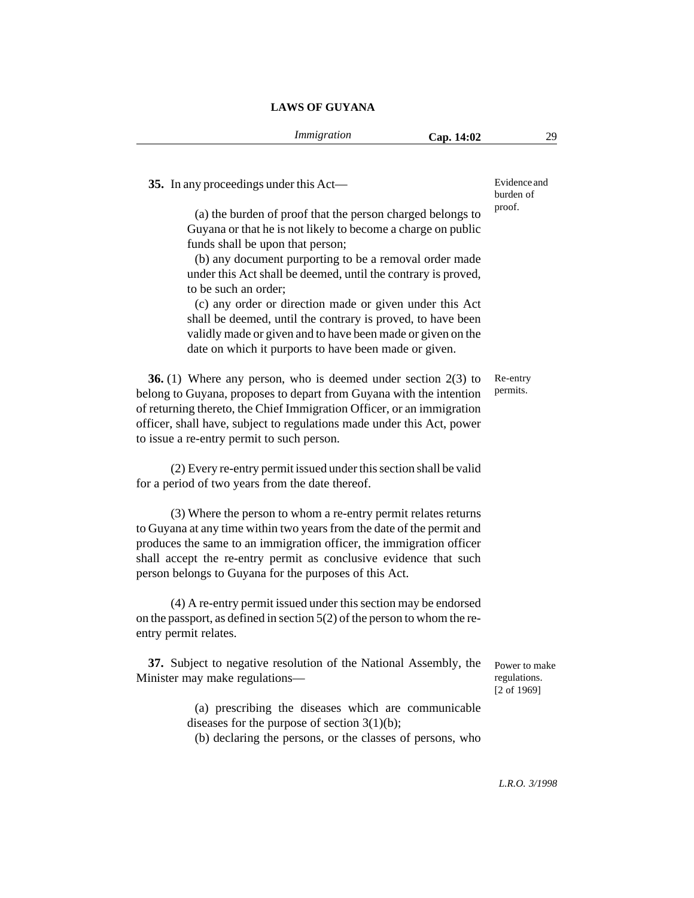**35.** In any proceedings under this Act—

*Evidence and burden of proof.*

(a) the burden of proof that the person charged belongs to Guyana or that he is not likely to become a charge on public funds shall be upon that person;

(b) any document purporting to be a removal order made under this Act shall be deemed, until the contrary is proved, to be such an order;

(c) any order or direction made or given under this Act shall be deemed, until the contrary is proved, to have been validly made or given and to have been made or given on the date on which it purports to have been made or given.

**36.** (1) Where any person, who is deemed under section 2(3) to belong to Guyana, proposes to depart from Guyana with the intention of returning thereto, the Chief Immigration Officer, or an immigration officer, shall have, subject to regulations made under this Act, power to issue a re-entry permit to such person.

*Re-entry permits.*

(2) Every re-entry permit issued under this section shall be valid for a period of two years from the date thereof.

(3) Where the person to whom a re-entry permit relates returns to Guyana at any time within two years from the date of the permit and produces the same to an immigration officer, the immigration officer shall accept the re-entry permit as conclusive evidence that such person belongs to Guyana for the purposes of this Act.

(4) A re-entry permit issued under this section may be endorsed on the passport, as defined in section 5(2) of the person to whom the re-entry permit relates.

**37.** Subject to negative resolution of the National Assembly, the Minister may make regulations—

*Power to make regulations. [2 of 1969]*

(a) prescribing the diseases which are communicable diseases for the purpose of section 3(1)(b);

(b) declaring the persons, or the classes of persons, who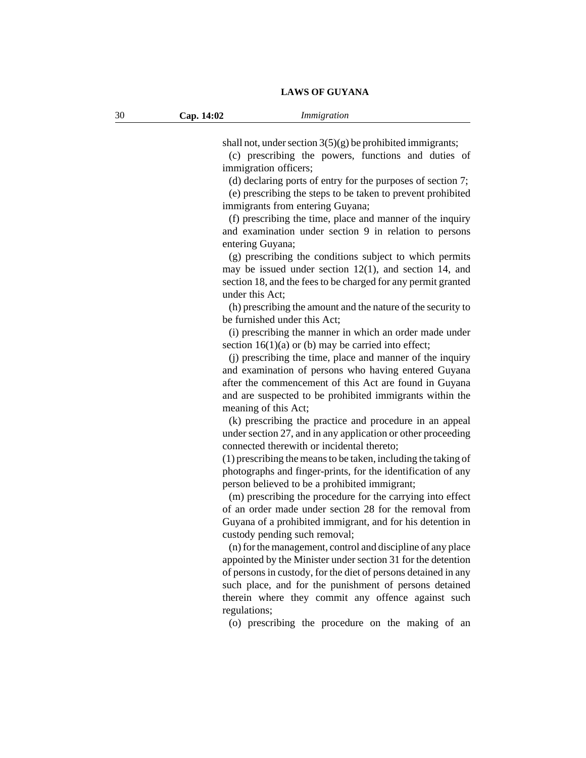shall not, under section 3(5)(g) be prohibited immigrants;

(c) prescribing the powers, functions and duties of immigration officers;

(d) declaring ports of entry for the purposes of section 7;

(e) prescribing the steps to be taken to prevent prohibited immigrants from entering Guyana;

(f) prescribing the time, place and manner of the inquiry and examination under section 9 in relation to persons entering Guyana;

(g) prescribing the conditions subject to which permits may be issued under section 12(1), and section 14, and section 18, and the fees to be charged for any permit granted under this Act;

(h) prescribing the amount and the nature of the security to be furnished under this Act;

(i) prescribing the manner in which an order made under section 16(1)(a) or (b) may be carried into effect;

(j) prescribing the time, place and manner of the inquiry and examination of persons who having entered Guyana after the commencement of this Act are found in Guyana and are suspected to be prohibited immigrants within the meaning of this Act;

(k) prescribing the practice and procedure in an appeal under section 27, and in any application or other proceeding connected therewith or incidental thereto;

(1) prescribing the means to be taken, including the taking of photographs and finger-prints, for the identification of any person believed to be a prohibited immigrant;

(m) prescribing the procedure for the carrying into effect of an order made under section 28 for the removal from Guyana of a prohibited immigrant, and for his detention in custody pending such removal;

(n) for the management, control and discipline of any place appointed by the Minister under section 31 for the detention of persons in custody, for the diet of persons detained in any such place, and for the punishment of persons detained therein where they commit any offence against such regulations;

(o) prescribing the procedure on the making of an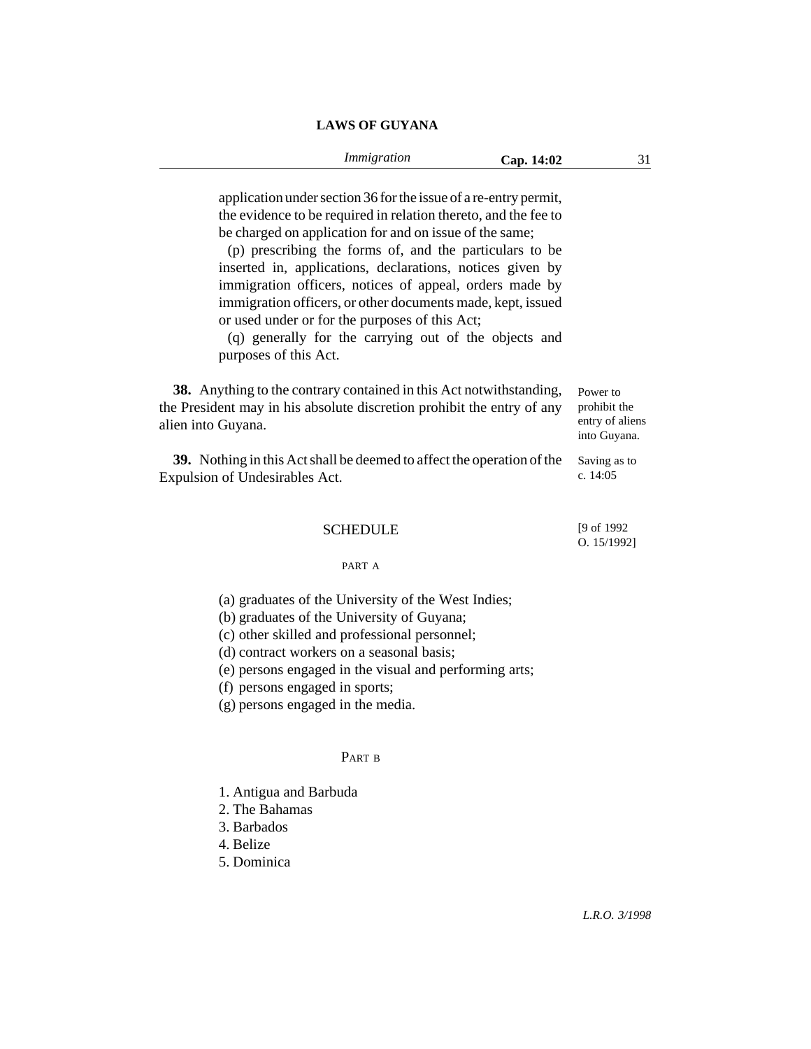application under section 36 for the issue of a re-entry permit, the evidence to be required in relation thereto, and the fee to be charged on application for and on issue of the same;

(p) prescribing the forms of, and the particulars to be inserted in, applications, declarations, notices given by immigration officers, notices of appeal, orders made by immigration officers, or other documents made, kept, issued or used under or for the purposes of this Act;

(q) generally for the carrying out of the objects and purposes of this Act.

Power to prohibit the entry of aliens into Guyana.

**38.** Anything to the contrary contained in this Act notwithstanding, the President may in his absolute discretion prohibit the entry of any alien into Guyana.

Saving as to c. 14:05

**39.** Nothing in this Act shall be deemed to affect the operation of the Expulsion of Undesirables Act.

## SCHEDULE

[9 of 1992 O. 15/1992]

### PART A

(a) graduates of the University of the West Indies;
(b) graduates of the University of Guyana;
(c) other skilled and professional personnel;
(d) contract workers on a seasonal basis;
(e) persons engaged in the visual and performing arts;
(f) persons engaged in sports;
(g) persons engaged in the media.

### PART B

1. Antigua and Barbuda
2. The Bahamas
3. Barbados
4. Belize
5. Dominica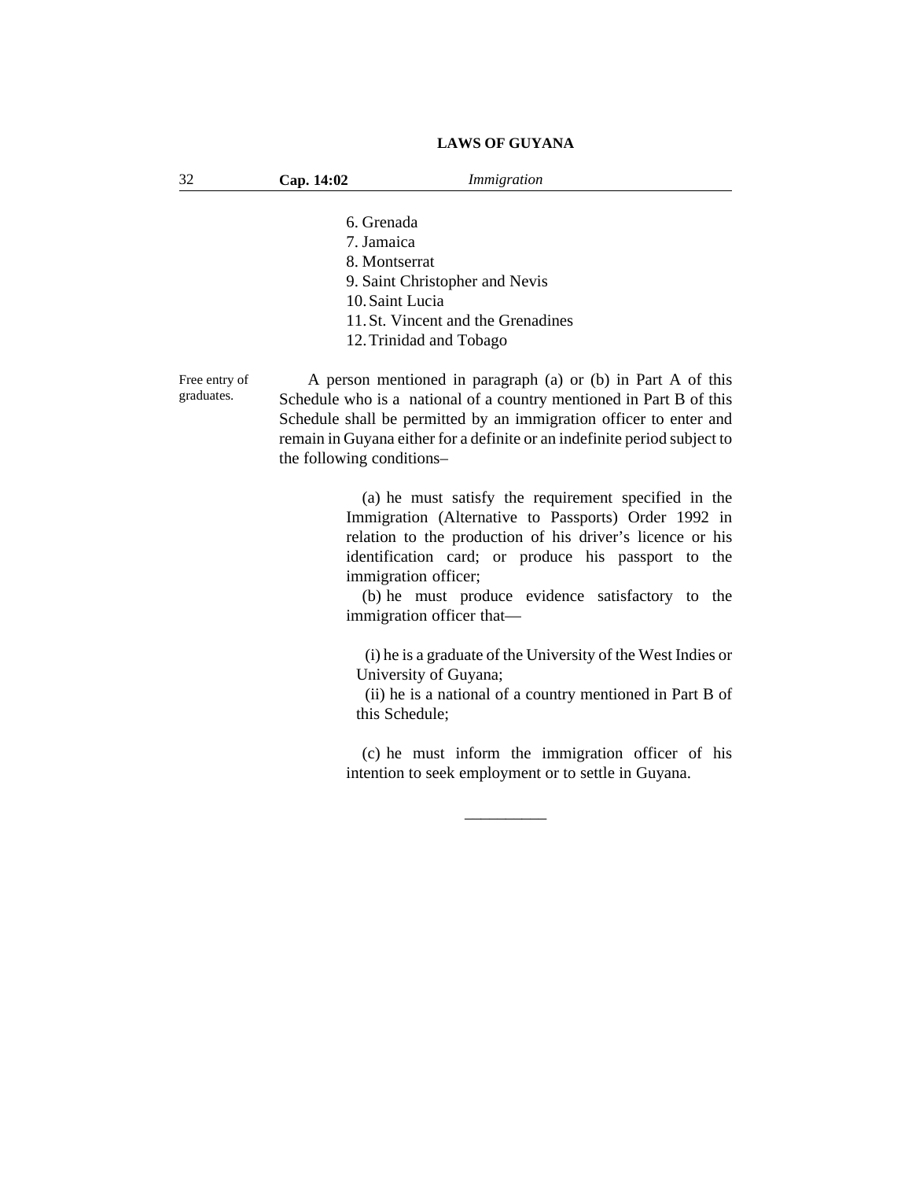6. Grenada
7. Jamaica
8. Montserrat
9. Saint Christopher and Nevis
10. Saint Lucia
11. St. Vincent and the Grenadines
12. Trinidad and Tobago

Free entry of graduates.

A person mentioned in paragraph (a) or (b) in Part A of this Schedule who is a national of a country mentioned in Part B of this Schedule shall be permitted by an immigration officer to enter and remain in Guyana either for a definite or an indefinite period subject to the following conditions–

(a) he must satisfy the requirement specified in the Immigration (Alternative to Passports) Order 1992 in relation to the production of his driver's licence or his identification card; or produce his passport to the immigration officer;

(b) he must produce evidence satisfactory to the immigration officer that—

(i) he is a graduate of the University of the West Indies or University of Guyana;

(ii) he is a national of a country mentioned in Part B of this Schedule;

(c) he must inform the immigration officer of his intention to seek employment or to settle in Guyana.

__________